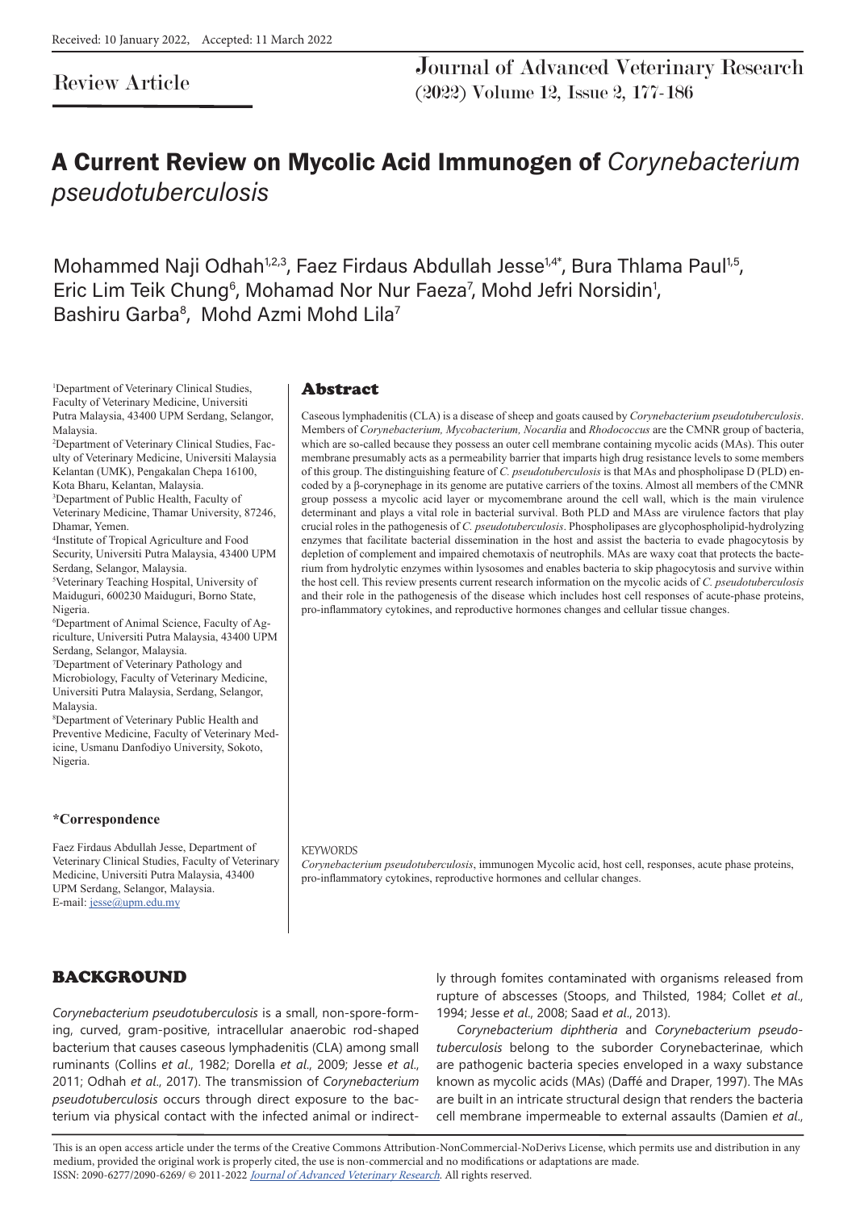Received: 10 January 2022, Accepted: 11 March 2022

Review Article

# A Current Review on Mycolic Acid Immunogen of *Corynebacterium pseudotuberculosis*

Mohammed Naji Odhah[1,2,3], Faez Firdaus Abdullah Jesse[1,4*], Bura Thlama Paul[1,5], Eric Lim Teik Chung[6], Mohamad Nor Nur Faeza[7], Mohd Jefri Norsidin[1], Bashiru Garba[8], Mohd Azmi Mohd Lila[7]

[1]Department of Veterinary Clinical Studies, Faculty of Veterinary Medicine, Universiti Putra Malaysia, 43400 UPM Serdang, Selangor, Malaysia.
[2]Department of Veterinary Clinical Studies, Faculty of Veterinary Medicine, Universiti Malaysia Kelantan (UMK), Pengakalan Chepa 16100, Kota Bharu, Kelantan, Malaysia.
[3]Department of Public Health, Faculty of Veterinary Medicine, Thamar University, 87246, Dhamar, Yemen.
[4]Institute of Tropical Agriculture and Food Security, Universiti Putra Malaysia, 43400 UPM Serdang, Selangor, Malaysia.
[5]Veterinary Teaching Hospital, University of Maiduguri, 600230 Maiduguri, Borno State, Nigeria.
[6]Department of Animal Science, Faculty of Agriculture, Universiti Putra Malaysia, 43400 UPM Serdang, Selangor, Malaysia.
[7]Department of Veterinary Pathology and Microbiology, Faculty of Veterinary Medicine, Universiti Putra Malaysia, Serdang, Selangor, Malaysia.
[8]Department of Veterinary Public Health and Preventive Medicine, Faculty of Veterinary Medicine, Usmanu Danfodiyo University, Sokoto, Nigeria.

**\*Correspondence**

Faez Firdaus Abdullah Jesse, Department of Veterinary Clinical Studies, Faculty of Veterinary Medicine, Universiti Putra Malaysia, 43400 UPM Serdang, Selangor, Malaysia.
E-mail: jesse@upm.edu.my

## Abstract

Caseous lymphadenitis (CLA) is a disease of sheep and goats caused by *Corynebacterium pseudotuberculosis*. Members of *Corynebacterium, Mycobacterium, Nocardia* and *Rhodococcus* are the CMNR group of bacteria, which are so-called because they possess an outer cell membrane containing mycolic acids (MAs). This outer membrane presumably acts as a permeability barrier that imparts high drug resistance levels to some members of this group. The distinguishing feature of *C. pseudotuberculosis* is that MAs and phospholipase D (PLD) encoded by a β-corynephage in its genome are putative carriers of the toxins. Almost all members of the CMNR group possess a mycolic acid layer or mycomembrane around the cell wall, which is the main virulence determinant and plays a vital role in bacterial survival. Both PLD and MAss are virulence factors that play crucial roles in the pathogenesis of *C. pseudotuberculosis*. Phospholipases are glycophospholipid-hydrolyzing enzymes that facilitate bacterial dissemination in the host and assist the bacteria to evade phagocytosis by depletion of complement and impaired chemotaxis of neutrophils. MAs are waxy coat that protects the bacterium from hydrolytic enzymes within lysosomes and enables bacteria to skip phagocytosis and survive within the host cell. This review presents current research information on the mycolic acids of *C. pseudotuberculosis* and their role in the pathogenesis of the disease which includes host cell responses of acute-phase proteins, pro-inflammatory cytokines, and reproductive hormones changes and cellular tissue changes.

KEYWORDS

*Corynebacterium pseudotuberculosis*, immunogen Mycolic acid, host cell, responses, acute phase proteins, pro-inflammatory cytokines, reproductive hormones and cellular changes.

## BACKGROUND

*Corynebacterium pseudotuberculosis* is a small, non-spore-forming, curved, gram-positive, intracellular anaerobic rod-shaped bacterium that causes caseous lymphadenitis (CLA) among small ruminants (Collins *et al*., 1982; Dorella *et al*., 2009; Jesse *et al*., 2011; Odhah *et al*., 2017). The transmission of *Corynebacterium pseudotuberculosis* occurs through direct exposure to the bacterium via physical contact with the infected animal or indirectly through fomites contaminated with organisms released from rupture of abscesses (Stoops, and Thilsted, 1984; Collet *et al*., 1994; Jesse *et al*., 2008; Saad *et al*., 2013).

*Corynebacterium diphtheria* and *Corynebacterium pseudotuberculosis* belong to the suborder Corynebacterinae, which are pathogenic bacteria species enveloped in a waxy substance known as mycolic acids (MAs) (Daffé and Draper, 1997). The MAs are built in an intricate structural design that renders the bacteria cell membrane impermeable to external assaults (Damien *et al*.,

This is an open access article under the terms of the Creative Commons Attribution-NonCommercial-NoDerivs License, which permits use and distribution in any medium, provided the original work is properly cited, the use is non-commercial and no modifications or adaptations are made.
ISSN: 2090-6277/2090-6269/ © 2011-2022 Journal of Advanced Veterinary Research. All rights reserved.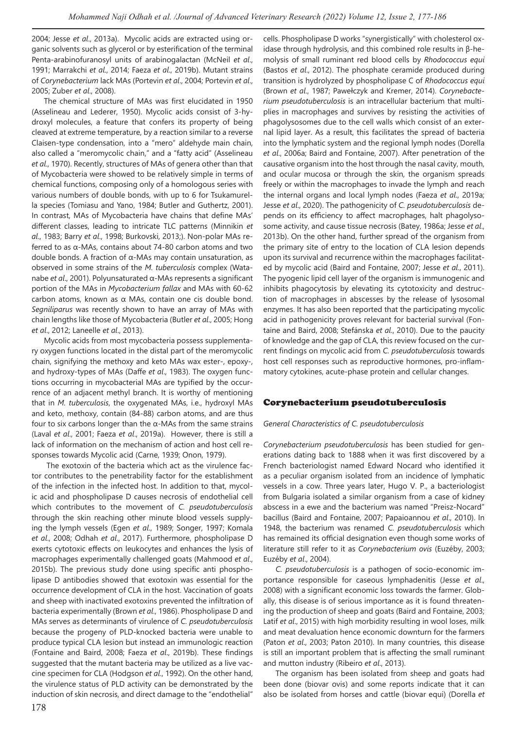2004; Jesse *et al*., 2013a). Mycolic acids are extracted using organic solvents such as glycerol or by esterification of the terminal Penta-arabinofuranosyl units of arabinogalactan (McNeil *et al*., 1991; Marrakchi *et al.,* 2014; Faeza *et al*., 2019b). Mutant strains of *Corynebacterium* lack MAs (Portevin *et al*., 2004; Portevin *et al*., 2005; Zuber *et al*., 2008).

The chemical structure of MAs was first elucidated in 1950 (Asselineau and Lederer, 1950). Mycolic acids consist of 3-hydroxyl molecules, a feature that confers its property of being cleaved at extreme temperature, by a reaction similar to a reverse Claisen-type condensation, into a "mero" aldehyde main chain, also called a "meromycolic chain," and a "fatty acid" (Asselineau *et al.,* 1970). Recently, structures of MAs of genera other than that of Mycobacteria were showed to be relatively simple in terms of chemical functions, composing only of a homologous series with various numbers of double bonds, with up to 6 for Tsukamurella species (Tomiasu and Yano, 1984; Butler and Guthertz, 2001). In contrast, MAs of Mycobacteria have chains that define MAs' different classes, leading to intricate TLC patterns (Minnikin *et al*., 1983; Barry *et al*., 1998; Burkovski, 2013;). Non-polar MAs referred to as α-MAs, contains about 74-80 carbon atoms and two double bonds. A fraction of α-MAs may contain unsaturation, as observed in some strains of the *M. tuberculosis* complex (Watanabe *et al*., 2001). Polyunsaturated α-MAs represents a significant portion of the MAs in *Mycobacterium fallax* and MAs with 60-62 carbon atoms, known as α MAs, contain one cis double bond. *Segniliparus* was recently shown to have an array of MAs with chain lengths like those of Mycobacteria (Butler *et al*., 2005; Hong *et al*., 2012; Laneelle *et al*., 2013).

Mycolic acids from most mycobacteria possess supplementary oxygen functions located in the distal part of the meromycolic chain, signifying the methoxy and keto MAs wax ester-, epoxy-, and hydroxy-types of MAs (Daffe *et al*., 1983). The oxygen functions occurring in mycobacterial MAs are typified by the occurrence of an adjacent methyl branch. It is worthy of mentioning that in *M. tuberculosis*, the oxygenated MAs, i.e., hydroxyl MAs and keto, methoxy, contain (84-88) carbon atoms, and are thus four to six carbons longer than the α-MAs from the same strains (Laval *et al*., 2001; Faeza *et al*., 2019a). However, there is still a lack of information on the mechanism of action and host cell responses towards Mycolic acid (Carne, 1939; Onon, 1979).

The exotoxin of the bacteria which act as the virulence factor contributes to the penetrability factor for the establishment of the infection in the infected host. In addition to that, mycolic acid and phospholipase D causes necrosis of endothelial cell which contributes to the movement of *C. pseudotuberculosis* through the skin reaching other minute blood vessels supplying the lymph vessels (Egen *et al*., 1989; Songer, 1997; Komala *et al*., 2008; Odhah *et al*., 2017). Furthermore, phospholipase D exerts cytotoxic effects on leukocytes and enhances the lysis of macrophages experimentally challenged goats (Mahmood *et al*., 2015b). The previous study done using specific anti phospholipase D antibodies showed that exotoxin was essential for the occurrence development of CLA in the host. Vaccination of goats and sheep with inactivated exotoxins prevented the infiltration of bacteria experimentally (Brown *et al*., 1986). Phospholipase D and MAs serves as determinants of virulence of *C. pseudotuberculosis* because the progeny of PLD-knocked bacteria were unable to produce typical CLA lesion but instead an immunologic reaction (Fontaine and Baird, 2008; Faeza *et al*., 2019b). These findings suggested that the mutant bacteria may be utilized as a live vaccine specimen for CLA (Hodgson *et al*., 1992). On the other hand, the virulence status of PLD activity can be demonstrated by the induction of skin necrosis, and direct damage to the "endothelial" cells. Phospholipase D works "synergistically" with cholesterol oxidase through hydrolysis, and this combined role results in β-hemolysis of small ruminant red blood cells by *Rhodococcus equi* (Bastos *et al*., 2012). The phosphate ceramide produced during transition is hydrolyzed by phospholipase C of *Rhodococcus equi* (Brown *et al*., 1987; Pawełczyk and Kremer, 2014). *Corynebacterium pseudotuberculosis* is an intracellular bacterium that multiplies in macrophages and survives by resisting the activities of phagolysosomes due to the cell walls which consist of an external lipid layer. As a result, this facilitates the spread of bacteria into the lymphatic system and the regional lymph nodes (Dorella *et al*., 2006a; Baird and Fontaine, 2007). After penetration of the causative organism into the host through the nasal cavity, mouth, and ocular mucosa or through the skin, the organism spreads freely or within the macrophages to invade the lymph and reach the internal organs and local lymph nodes (Faeza *et al*., 2019a; Jesse *et al*., 2020). The pathogenicity of *C. pseudotuberculosis* depends on its efficiency to affect macrophages, halt phagolysosome activity, and cause tissue necrosis (Batey, 1986a; Jesse *et al*., 2013b). On the other hand, further spread of the organism from the primary site of entry to the location of CLA lesion depends upon its survival and recurrence within the macrophages facilitated by mycolic acid (Baird and Fontaine, 2007; Jesse *et al*., 2011). The pyogenic lipid cell layer of the organism is immunogenic and inhibits phagocytosis by elevating its cytotoxicity and destruction of macrophages in abscesses by the release of lysosomal enzymes. It has also been reported that the participating mycolic acid in pathogenicity proves relevant for bacterial survival (Fontaine and Baird, 2008; Stefánska *et al*., 2010). Due to the paucity of knowledge and the gap of CLA, this review focused on the current findings on mycolic acid from *C. pseudotuberculosis* towards host cell responses such as reproductive hormones, pro-inflammatory cytokines, acute-phase protein and cellular changes.

## Corynebacterium pseudotuberculosis

### *General Characteristics of C. pseudotuberculosis*

*Corynebacterium pseudotuberculosis* has been studied for generations dating back to 1888 when it was first discovered by a French bacteriologist named Edward Nocard who identified it as a peculiar organism isolated from an incidence of lymphatic vessels in a cow. Three years later, Hugo V. P., a bacteriologist from Bulgaria isolated a similar organism from a case of kidney abscess in a ewe and the bacterium was named "Preisz-Nocard" bacillus (Baird and Fontaine, 2007; Papaioannou *et al*., 2010). In 1948, the bacterium was renamed *C. pseudotuberculosis* which has remained its official designation even though some works of literature still refer to it as *Corynebacterium ovis* (Euzéby, 2003; Euzéby *et al*., 2004).

*C. pseudotuberculosis* is a pathogen of socio-economic importance responsible for caseous lymphadenitis (Jesse *et al*., 2008) with a significant economic loss towards the farmer. Globally, this disease is of serious importance as it is found threatening the production of sheep and goats (Baird and Fontaine, 2003; Latif *et al*., 2015) with high morbidity resulting in wool loses, milk and meat devaluation hence economic downturn for the farmers (Paton *et al*., 2003; Paton 2010). In many countries, this disease is still an important problem that is affecting the small ruminant and mutton industry (Ribeiro *et al*., 2013).

The organism has been isolated from sheep and goats had been done (biovar ovis) and some reports indicate that it can also be isolated from horses and cattle (biovar equi) (Dorella *et*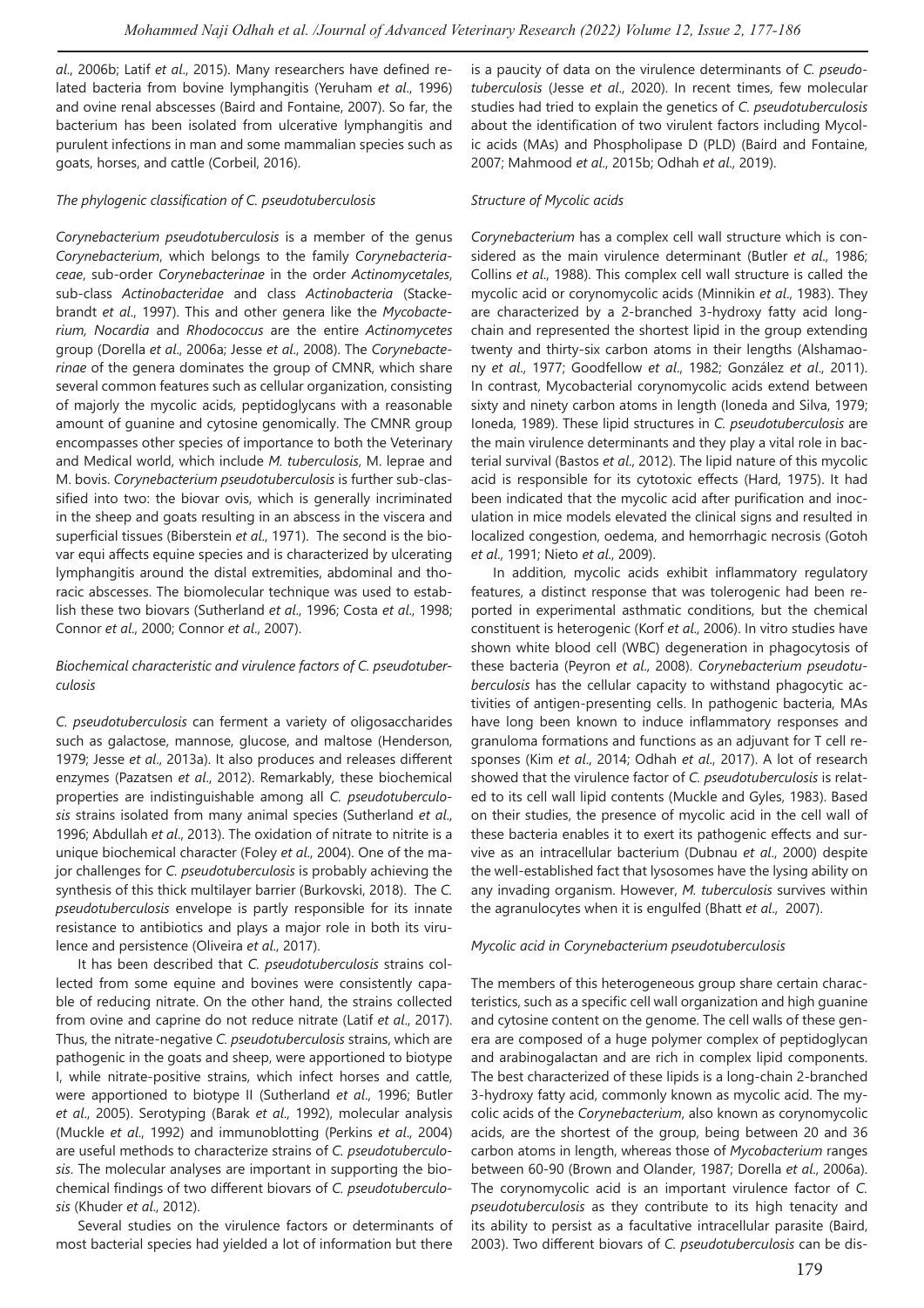*al*., 2006b; Latif *et al*., 2015). Many researchers have defined related bacteria from bovine lymphangitis (Yeruham *et al*., 1996) and ovine renal abscesses (Baird and Fontaine, 2007). So far, the bacterium has been isolated from ulcerative lymphangitis and purulent infections in man and some mammalian species such as goats, horses, and cattle (Corbeil, 2016).

### *The phylogenic classification of C. pseudotuberculosis*

*Corynebacterium pseudotuberculosis* is a member of the genus *Corynebacterium*, which belongs to the family *Corynebacteriaceae*, sub-order *Corynebacterinae* in the order *Actinomycetales*, sub-class *Actinobacteridae* and class *Actinobacteria* (Stackebrandt *et al*., 1997). This and other genera like the *Mycobacterium, Nocardia* and *Rhodococcus* are the entire *Actinomycetes* group (Dorella *et al*., 2006a; Jesse *et al*., 2008). The *Corynebacterinae* of the genera dominates the group of CMNR, which share several common features such as cellular organization, consisting of majorly the mycolic acids, peptidoglycans with a reasonable amount of guanine and cytosine genomically. The CMNR group encompasses other species of importance to both the Veterinary and Medical world, which include *M. tuberculosis*, M. leprae and M. bovis. *Corynebacterium pseudotuberculosis* is further sub-classified into two: the biovar ovis, which is generally incriminated in the sheep and goats resulting in an abscess in the viscera and superficial tissues (Biberstein *et al*., 1971). The second is the biovar equi affects equine species and is characterized by ulcerating lymphangitis around the distal extremities, abdominal and thoracic abscesses. The biomolecular technique was used to establish these two biovars (Sutherland *et al*., 1996; Costa *et al*., 1998; Connor *et al*., 2000; Connor *et al*., 2007).

### *Biochemical characteristic and virulence factors of C. pseudotuberculosis*

*C. pseudotuberculosis* can ferment a variety of oligosaccharides such as galactose, mannose, glucose, and maltose (Henderson, 1979; Jesse *et al*., 2013a). It also produces and releases different enzymes (Pazatsen *et al*., 2012). Remarkably, these biochemical properties are indistinguishable among all *C. pseudotuberculosis* strains isolated from many animal species (Sutherland *et al*., 1996; Abdullah *et al*., 2013). The oxidation of nitrate to nitrite is a unique biochemical character (Foley *et al*., 2004). One of the major challenges for *C. pseudotuberculosis* is probably achieving the synthesis of this thick multilayer barrier (Burkovski, 2018). The *C. pseudotuberculosis* envelope is partly responsible for its innate resistance to antibiotics and plays a major role in both its virulence and persistence (Oliveira *et al*., 2017).

It has been described that *C. pseudotuberculosis* strains collected from some equine and bovines were consistently capable of reducing nitrate. On the other hand, the strains collected from ovine and caprine do not reduce nitrate (Latif *et al*., 2017). Thus, the nitrate-negative *C. pseudotuberculosis* strains, which are pathogenic in the goats and sheep, were apportioned to biotype I, while nitrate-positive strains, which infect horses and cattle, were apportioned to biotype II (Sutherland *et al*., 1996; Butler *et al*., 2005). Serotyping (Barak *et al*., 1992), molecular analysis (Muckle *et al*., 1992) and immunoblotting (Perkins *et al*., 2004) are useful methods to characterize strains of *C. pseudotuberculosis*. The molecular analyses are important in supporting the biochemical findings of two different biovars of *C. pseudotuberculosis* (Khuder *et al*., 2012).

Several studies on the virulence factors or determinants of most bacterial species had yielded a lot of information but there is a paucity of data on the virulence determinants of *C. pseudotuberculosis* (Jesse *et al*., 2020). In recent times, few molecular studies had tried to explain the genetics of *C. pseudotuberculosis* about the identification of two virulent factors including Mycolic acids (MAs) and Phospholipase D (PLD) (Baird and Fontaine, 2007; Mahmood *et al*., 2015b; Odhah *et al*., 2019).

### *Structure of Mycolic acids*

*Corynebacterium* has a complex cell wall structure which is considered as the main virulence determinant (Butler *et al*., 1986; Collins *et al*., 1988). This complex cell wall structure is called the mycolic acid or corynomycolic acids (Minnikin *et al*., 1983). They are characterized by a 2-branched 3-hydroxy fatty acid long-chain and represented the shortest lipid in the group extending twenty and thirty-six carbon atoms in their lengths (Alshamaony *et al*., 1977; Goodfellow *et al*., 1982; González *et al*., 2011). In contrast, Mycobacterial corynomycolic acids extend between sixty and ninety carbon atoms in length (Ioneda and Silva, 1979; Ioneda, 1989). These lipid structures in *C. pseudotuberculosis* are the main virulence determinants and they play a vital role in bacterial survival (Bastos *et al*., 2012). The lipid nature of this mycolic acid is responsible for its cytotoxic effects (Hard, 1975). It had been indicated that the mycolic acid after purification and inoculation in mice models elevated the clinical signs and resulted in localized congestion, oedema, and hemorrhagic necrosis (Gotoh *et al*., 1991; Nieto *et al*., 2009).

In addition, mycolic acids exhibit inflammatory regulatory features, a distinct response that was tolerogenic had been reported in experimental asthmatic conditions, but the chemical constituent is heterogenic (Korf *et al*., 2006). In vitro studies have shown white blood cell (WBC) degeneration in phagocytosis of these bacteria (Peyron *et al*., 2008). *Corynebacterium pseudotuberculosis* has the cellular capacity to withstand phagocytic activities of antigen-presenting cells. In pathogenic bacteria, MAs have long been known to induce inflammatory responses and granuloma formations and functions as an adjuvant for T cell responses (Kim *et al*., 2014; Odhah *et al*., 2017). A lot of research showed that the virulence factor of *C. pseudotuberculosis* is related to its cell wall lipid contents (Muckle and Gyles, 1983). Based on their studies, the presence of mycolic acid in the cell wall of these bacteria enables it to exert its pathogenic effects and survive as an intracellular bacterium (Dubnau *et al*., 2000) despite the well-established fact that lysosomes have the lysing ability on any invading organism. However, *M. tuberculosis* survives within the agranulocytes when it is engulfed (Bhatt *et al*., 2007).

### *Mycolic acid in Corynebacterium pseudotuberculosis*

The members of this heterogeneous group share certain characteristics, such as a specific cell wall organization and high guanine and cytosine content on the genome. The cell walls of these genera are composed of a huge polymer complex of peptidoglycan and arabinogalactan and are rich in complex lipid components. The best characterized of these lipids is a long-chain 2-branched 3-hydroxy fatty acid, commonly known as mycolic acid. The mycolic acids of the *Corynebacterium*, also known as corynomycolic acids, are the shortest of the group, being between 20 and 36 carbon atoms in length, whereas those of *Mycobacterium* ranges between 60-90 (Brown and Olander, 1987; Dorella *et al*., 2006a). The corynomycolic acid is an important virulence factor of *C. pseudotuberculosis* as they contribute to its high tenacity and its ability to persist as a facultative intracellular parasite (Baird, 2003). Two different biovars of *C. pseudotuberculosis* can be dis-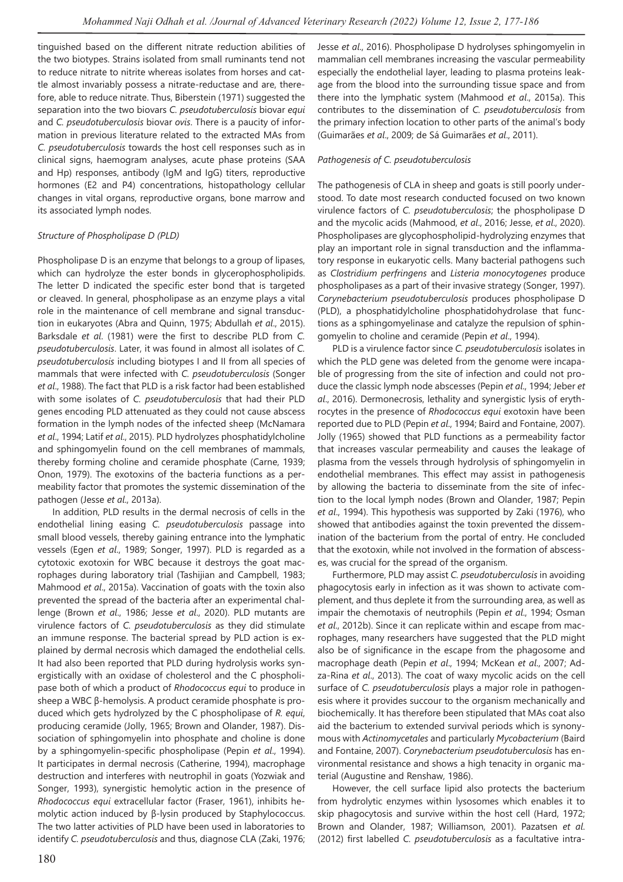tinguished based on the different nitrate reduction abilities of the two biotypes. Strains isolated from small ruminants tend not to reduce nitrate to nitrite whereas isolates from horses and cattle almost invariably possess a nitrate-reductase and are, therefore, able to reduce nitrate. Thus, Biberstein (1971) suggested the separation into the two biovars *C. pseudotuberculosis* biovar *equi* and *C. pseudotuberculosis* biovar *ovis*. There is a paucity of information in previous literature related to the extracted MAs from *C. pseudotuberculosis* towards the host cell responses such as in clinical signs, haemogram analyses, acute phase proteins (SAA and Hp) responses, antibody (IgM and IgG) titers, reproductive hormones (E2 and P4) concentrations, histopathology cellular changes in vital organs, reproductive organs, bone marrow and its associated lymph nodes.

*Structure of Phospholipase D (PLD)*

Phospholipase D is an enzyme that belongs to a group of lipases, which can hydrolyze the ester bonds in glycerophospholipids. The letter D indicated the specific ester bond that is targeted or cleaved. In general, phospholipase as an enzyme plays a vital role in the maintenance of cell membrane and signal transduction in eukaryotes (Abra and Quinn, 1975; Abdullah *et al*., 2015). Barksdale *et al*. (1981) were the first to describe PLD from *C. pseudotuberculosis*. Later, it was found in almost all isolates of *C. pseudotuberculosis* including biotypes I and II from all species of mammals that were infected with *C. pseudotuberculosis* (Songer *et al*., 1988). The fact that PLD is a risk factor had been established with some isolates of *C. pseudotuberculosis* that had their PLD genes encoding PLD attenuated as they could not cause abscess formation in the lymph nodes of the infected sheep (McNamara *et al*., 1994; Latif *et al*., 2015). PLD hydrolyzes phosphatidylcholine and sphingomyelin found on the cell membranes of mammals, thereby forming choline and ceramide phosphate (Carne, 1939; Onon, 1979). The exotoxins of the bacteria functions as a permeability factor that promotes the systemic dissemination of the pathogen (Jesse *et al*., 2013a).

In addition, PLD results in the dermal necrosis of cells in the endothelial lining easing *C. pseudotuberculosis* passage into small blood vessels, thereby gaining entrance into the lymphatic vessels (Egen *et al*., 1989; Songer, 1997). PLD is regarded as a cytotoxic exotoxin for WBC because it destroys the goat macrophages during laboratory trial (Tashijian and Campbell, 1983; Mahmood *et al*., 2015a). Vaccination of goats with the toxin also prevented the spread of the bacteria after an experimental challenge (Brown *et al*., 1986; Jesse *et al*., 2020). PLD mutants are virulence factors of *C. pseudotuberculosis* as they did stimulate an immune response. The bacterial spread by PLD action is explained by dermal necrosis which damaged the endothelial cells. It had also been reported that PLD during hydrolysis works synergistically with an oxidase of cholesterol and the C phospholipase both of which a product of *Rhodococcus equi* to produce in sheep a WBC β-hemolysis. A product ceramide phosphate is produced which gets hydrolyzed by the C phospholipase of *R. equi*, producing ceramide (Jolly, 1965; Brown and Olander, 1987). Dissociation of sphingomyelin into phosphate and choline is done by a sphingomyelin-specific phospholipase (Pepin *et al*., 1994). It participates in dermal necrosis (Catherine, 1994), macrophage destruction and interferes with neutrophil in goats (Yozwiak and Songer, 1993), synergistic hemolytic action in the presence of *Rhodococcus equi* extracellular factor (Fraser, 1961), inhibits hemolytic action induced by β-lysin produced by Staphylococcus. The two latter activities of PLD have been used in laboratories to identify *C. pseudotuberculosis* and thus, diagnose CLA (Zaki, 1976; Jesse *et al*., 2016). Phospholipase D hydrolyses sphingomyelin in mammalian cell membranes increasing the vascular permeability especially the endothelial layer, leading to plasma proteins leakage from the blood into the surrounding tissue space and from there into the lymphatic system (Mahmood *et al*., 2015a). This contributes to the dissemination of *C. pseudotuberculosis* from the primary infection location to other parts of the animal's body (Guimarães *et al*., 2009; de Sá Guimarães *et al*., 2011).

*Pathogenesis of C. pseudotuberculosis*

The pathogenesis of CLA in sheep and goats is still poorly understood. To date most research conducted focused on two known virulence factors of *C. pseudotuberculosis*; the phospholipase D and the mycolic acids (Mahmood, *et al*., 2016; Jesse, *et al*., 2020). Phospholipases are glycophospholipid-hydrolyzing enzymes that play an important role in signal transduction and the inflammatory response in eukaryotic cells. Many bacterial pathogens such as *Clostridium perfringens* and *Listeria monocytogenes* produce phospholipases as a part of their invasive strategy (Songer, 1997). *Corynebacterium pseudotuberculosis* produces phospholipase D (PLD), a phosphatidylcholine phosphatidohydrolase that functions as a sphingomyelinase and catalyze the repulsion of sphingomyelin to choline and ceramide (Pepin *et al*., 1994).

PLD is a virulence factor since *C. pseudotuberculosis* isolates in which the PLD gene was deleted from the genome were incapable of progressing from the site of infection and could not produce the classic lymph node abscesses (Pepin *et al*., 1994; Jeber *et al*., 2016). Dermonecrosis, lethality and synergistic lysis of erythrocytes in the presence of *Rhodococcus equi* exotoxin have been reported due to PLD (Pepin *et al*., 1994; Baird and Fontaine, 2007). Jolly (1965) showed that PLD functions as a permeability factor that increases vascular permeability and causes the leakage of plasma from the vessels through hydrolysis of sphingomyelin in endothelial membranes. This effect may assist in pathogenesis by allowing the bacteria to disseminate from the site of infection to the local lymph nodes (Brown and Olander, 1987; Pepin *et al*., 1994). This hypothesis was supported by Zaki (1976), who showed that antibodies against the toxin prevented the dissemination of the bacterium from the portal of entry. He concluded that the exotoxin, while not involved in the formation of abscesses, was crucial for the spread of the organism.

Furthermore, PLD may assist *C. pseudotuberculosis* in avoiding phagocytosis early in infection as it was shown to activate complement, and thus deplete it from the surrounding area, as well as impair the chemotaxis of neutrophils (Pepin *et al*., 1994; Osman *et al*., 2012b). Since it can replicate within and escape from macrophages, many researchers have suggested that the PLD might also be of significance in the escape from the phagosome and macrophage death (Pepin *et al*., 1994; McKean *et al*., 2007; Adza-Rina *et al*., 2013). The coat of waxy mycolic acids on the cell surface of *C. pseudotuberculosis* plays a major role in pathogenesis where it provides succour to the organism mechanically and biochemically. It has therefore been stipulated that MAs coat also aid the bacterium to extended survival periods which is synonymous with *Actinomycetales* and particularly *Mycobacterium* (Baird and Fontaine, 2007). *Corynebacterium pseudotuberculosis* has environmental resistance and shows a high tenacity in organic material (Augustine and Renshaw, 1986).

However, the cell surface lipid also protects the bacterium from hydrolytic enzymes within lysosomes which enables it to skip phagocytosis and survive within the host cell (Hard, 1972; Brown and Olander, 1987; Williamson, 2001). Pazatsen *et al*. (2012) first labelled *C. pseudotuberculosis* as a facultative intra-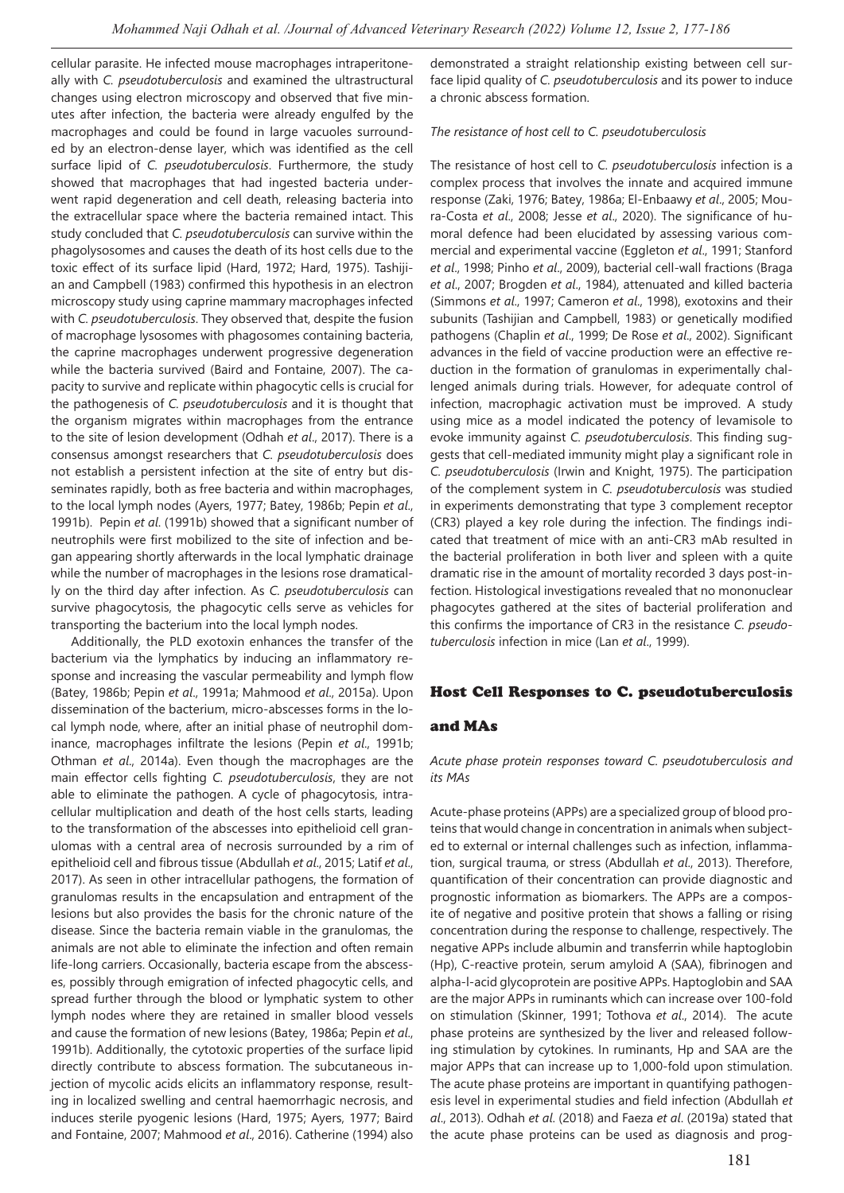cellular parasite. He infected mouse macrophages intraperitoneally with *C. pseudotuberculosis* and examined the ultrastructural changes using electron microscopy and observed that five minutes after infection, the bacteria were already engulfed by the macrophages and could be found in large vacuoles surrounded by an electron-dense layer, which was identified as the cell surface lipid of *C. pseudotuberculosis*. Furthermore, the study showed that macrophages that had ingested bacteria underwent rapid degeneration and cell death, releasing bacteria into the extracellular space where the bacteria remained intact. This study concluded that *C. pseudotuberculosis* can survive within the phagolysosomes and causes the death of its host cells due to the toxic effect of its surface lipid (Hard, 1972; Hard, 1975). Tashijian and Campbell (1983) confirmed this hypothesis in an electron microscopy study using caprine mammary macrophages infected with *C. pseudotuberculosis*. They observed that, despite the fusion of macrophage lysosomes with phagosomes containing bacteria, the caprine macrophages underwent progressive degeneration while the bacteria survived (Baird and Fontaine, 2007). The capacity to survive and replicate within phagocytic cells is crucial for the pathogenesis of *C. pseudotuberculosis* and it is thought that the organism migrates within macrophages from the entrance to the site of lesion development (Odhah *et al*., 2017). There is a consensus amongst researchers that *C. pseudotuberculosis* does not establish a persistent infection at the site of entry but disseminates rapidly, both as free bacteria and within macrophages, to the local lymph nodes (Ayers, 1977; Batey, 1986b; Pepin *et al*., 1991b). Pepin *et al*. (1991b) showed that a significant number of neutrophils were first mobilized to the site of infection and began appearing shortly afterwards in the local lymphatic drainage while the number of macrophages in the lesions rose dramatically on the third day after infection. As *C. pseudotuberculosis* can survive phagocytosis, the phagocytic cells serve as vehicles for transporting the bacterium into the local lymph nodes.

Additionally, the PLD exotoxin enhances the transfer of the bacterium via the lymphatics by inducing an inflammatory response and increasing the vascular permeability and lymph flow (Batey, 1986b; Pepin *et al*., 1991a; Mahmood *et al*., 2015a). Upon dissemination of the bacterium, micro-abscesses forms in the local lymph node, where, after an initial phase of neutrophil dominance, macrophages infiltrate the lesions (Pepin *et al*., 1991b; Othman *et al*., 2014a). Even though the macrophages are the main effector cells fighting *C. pseudotuberculosis*, they are not able to eliminate the pathogen. A cycle of phagocytosis, intracellular multiplication and death of the host cells starts, leading to the transformation of the abscesses into epithelioid cell granulomas with a central area of necrosis surrounded by a rim of epithelioid cell and fibrous tissue (Abdullah *et al*., 2015; Latif *et al*., 2017). As seen in other intracellular pathogens, the formation of granulomas results in the encapsulation and entrapment of the lesions but also provides the basis for the chronic nature of the disease. Since the bacteria remain viable in the granulomas, the animals are not able to eliminate the infection and often remain life-long carriers. Occasionally, bacteria escape from the abscesses, possibly through emigration of infected phagocytic cells, and spread further through the blood or lymphatic system to other lymph nodes where they are retained in smaller blood vessels and cause the formation of new lesions (Batey, 1986a; Pepin *et al*., 1991b). Additionally, the cytotoxic properties of the surface lipid directly contribute to abscess formation. The subcutaneous injection of mycolic acids elicits an inflammatory response, resulting in localized swelling and central haemorrhagic necrosis, and induces sterile pyogenic lesions (Hard, 1975; Ayers, 1977; Baird and Fontaine, 2007; Mahmood *et al*., 2016). Catherine (1994) also demonstrated a straight relationship existing between cell surface lipid quality of *C. pseudotuberculosis* and its power to induce a chronic abscess formation.

*The resistance of host cell to C. pseudotuberculosis*

The resistance of host cell to *C. pseudotuberculosis* infection is a complex process that involves the innate and acquired immune response (Zaki, 1976; Batey, 1986a; El-Enbaawy *et al*., 2005; Moura-Costa *et al*., 2008; Jesse *et al*., 2020). The significance of humoral defence had been elucidated by assessing various commercial and experimental vaccine (Eggleton *et al*., 1991; Stanford *et al*., 1998; Pinho *et al*., 2009), bacterial cell-wall fractions (Braga *et al*., 2007; Brogden *et al*., 1984), attenuated and killed bacteria (Simmons *et al*., 1997; Cameron *et al*., 1998), exotoxins and their subunits (Tashijian and Campbell, 1983) or genetically modified pathogens (Chaplin *et al*., 1999; De Rose *et al*., 2002). Significant advances in the field of vaccine production were an effective reduction in the formation of granulomas in experimentally challenged animals during trials. However, for adequate control of infection, macrophagic activation must be improved. A study using mice as a model indicated the potency of levamisole to evoke immunity against *C. pseudotuberculosis*. This finding suggests that cell-mediated immunity might play a significant role in *C. pseudotuberculosis* (Irwin and Knight, 1975). The participation of the complement system in *C. pseudotuberculosis* was studied in experiments demonstrating that type 3 complement receptor (CR3) played a key role during the infection. The findings indicated that treatment of mice with an anti-CR3 mAb resulted in the bacterial proliferation in both liver and spleen with a quite dramatic rise in the amount of mortality recorded 3 days post-infection. Histological investigations revealed that no mononuclear phagocytes gathered at the sites of bacterial proliferation and this confirms the importance of CR3 in the resistance *C. pseudotuberculosis* infection in mice (Lan *et al*., 1999).

## Host Cell Responses to C. pseudotuberculosis and MAs

*Acute phase protein responses toward C. pseudotuberculosis and its MAs*

Acute-phase proteins (APPs) are a specialized group of blood proteins that would change in concentration in animals when subjected to external or internal challenges such as infection, inflammation, surgical trauma, or stress (Abdullah *et al*., 2013). Therefore, quantification of their concentration can provide diagnostic and prognostic information as biomarkers. The APPs are a composite of negative and positive protein that shows a falling or rising concentration during the response to challenge, respectively. The negative APPs include albumin and transferrin while haptoglobin (Hp), C-reactive protein, serum amyloid A (SAA), fibrinogen and alpha-l-acid glycoprotein are positive APPs. Haptoglobin and SAA are the major APPs in ruminants which can increase over 100-fold on stimulation (Skinner, 1991; Tothova *et al*., 2014). The acute phase proteins are synthesized by the liver and released following stimulation by cytokines. In ruminants, Hp and SAA are the major APPs that can increase up to 1,000-fold upon stimulation. The acute phase proteins are important in quantifying pathogenesis level in experimental studies and field infection (Abdullah *et al*., 2013). Odhah *et al*. (2018) and Faeza *et al*. (2019a) stated that the acute phase proteins can be used as diagnosis and prog-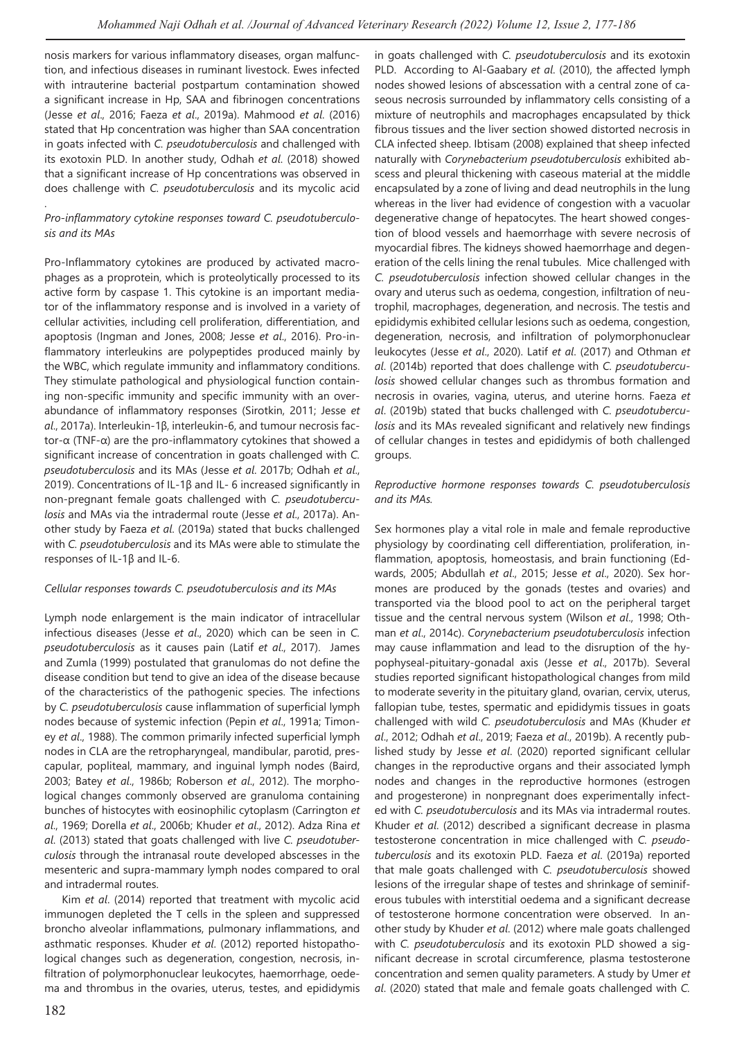nosis markers for various inflammatory diseases, organ malfunction, and infectious diseases in ruminant livestock. Ewes infected with intrauterine bacterial postpartum contamination showed a significant increase in Hp, SAA and fibrinogen concentrations (Jesse *et al*., 2016; Faeza *et al*., 2019a). Mahmood *et al*. (2016) stated that Hp concentration was higher than SAA concentration in goats infected with *C. pseudotuberculosis* and challenged with its exotoxin PLD. In another study, Odhah *et al*. (2018) showed that a significant increase of Hp concentrations was observed in does challenge with *C. pseudotuberculosis* and its mycolic acid .

*Pro-inflammatory cytokine responses toward C. pseudotuberculosis and its MAs*

Pro-Inflammatory cytokines are produced by activated macrophages as a proprotein, which is proteolytically processed to its active form by caspase 1. This cytokine is an important mediator of the inflammatory response and is involved in a variety of cellular activities, including cell proliferation, differentiation, and apoptosis (Ingman and Jones, 2008; Jesse *et al*., 2016). Pro-inflammatory interleukins are polypeptides produced mainly by the WBC, which regulate immunity and inflammatory conditions. They stimulate pathological and physiological function containing non-specific immunity and specific immunity with an overabundance of inflammatory responses (Sirotkin, 2011; Jesse *et al*., 2017a). Interleukin-1β, interleukin-6, and tumour necrosis factor-α (TNF-α) are the pro-inflammatory cytokines that showed a significant increase of concentration in goats challenged with *C. pseudotuberculosis* and its MAs (Jesse *et al*. 2017b; Odhah *et al*., 2019). Concentrations of IL-1β and IL- 6 increased significantly in non-pregnant female goats challenged with *C. pseudotuberculosis* and MAs via the intradermal route (Jesse *et al*., 2017a). Another study by Faeza *et al*. (2019a) stated that bucks challenged with *C. pseudotuberculosis* and its MAs were able to stimulate the responses of IL-1β and IL-6.

*Cellular responses towards C. pseudotuberculosis and its MAs*

Lymph node enlargement is the main indicator of intracellular infectious diseases (Jesse *et al*., 2020) which can be seen in *C. pseudotuberculosis* as it causes pain (Latif *et al*., 2017). James and Zumla (1999) postulated that granulomas do not define the disease condition but tend to give an idea of the disease because of the characteristics of the pathogenic species. The infections by *C. pseudotuberculosis* cause inflammation of superficial lymph nodes because of systemic infection (Pepin *et al*., 1991a; Timoney *et al*., 1988). The common primarily infected superficial lymph nodes in CLA are the retropharyngeal, mandibular, parotid, prescapular, popliteal, mammary, and inguinal lymph nodes (Baird, 2003; Batey *et al*., 1986b; Roberson *et al*., 2012). The morphological changes commonly observed are granuloma containing bunches of histocytes with eosinophilic cytoplasm (Carrington *et al*., 1969; Dorella *et al*., 2006b; Khuder *et al*., 2012). Adza Rina *et al*. (2013) stated that goats challenged with live *C. pseudotuberculosis* through the intranasal route developed abscesses in the mesenteric and supra-mammary lymph nodes compared to oral and intradermal routes.

Kim *et al*. (2014) reported that treatment with mycolic acid immunogen depleted the T cells in the spleen and suppressed broncho alveolar inflammations, pulmonary inflammations, and asthmatic responses. Khuder *et al*. (2012) reported histopathological changes such as degeneration, congestion, necrosis, infiltration of polymorphonuclear leukocytes, haemorrhage, oedema and thrombus in the ovaries, uterus, testes, and epididymis in goats challenged with *C. pseudotuberculosis* and its exotoxin PLD. According to Al-Gaabary *et al*. (2010), the affected lymph nodes showed lesions of abscessation with a central zone of caseous necrosis surrounded by inflammatory cells consisting of a mixture of neutrophils and macrophages encapsulated by thick fibrous tissues and the liver section showed distorted necrosis in CLA infected sheep. Ibtisam (2008) explained that sheep infected naturally with *Corynebacterium pseudotuberculosis* exhibited abscess and pleural thickening with caseous material at the middle encapsulated by a zone of living and dead neutrophils in the lung whereas in the liver had evidence of congestion with a vacuolar degenerative change of hepatocytes. The heart showed congestion of blood vessels and haemorrhage with severe necrosis of myocardial fibres. The kidneys showed haemorrhage and degeneration of the cells lining the renal tubules. Mice challenged with *C. pseudotuberculosis* infection showed cellular changes in the ovary and uterus such as oedema, congestion, infiltration of neutrophil, macrophages, degeneration, and necrosis. The testis and epididymis exhibited cellular lesions such as oedema, congestion, degeneration, necrosis, and infiltration of polymorphonuclear leukocytes (Jesse *et al*., 2020). Latif *et al*. (2017) and Othman *et al*. (2014b) reported that does challenge with *C. pseudotuberculosis* showed cellular changes such as thrombus formation and necrosis in ovaries, vagina, uterus, and uterine horns. Faeza *et al*. (2019b) stated that bucks challenged with *C. pseudotuberculosis* and its MAs revealed significant and relatively new findings of cellular changes in testes and epididymis of both challenged groups.

*Reproductive hormone responses towards C. pseudotuberculosis and its MAs.*

Sex hormones play a vital role in male and female reproductive physiology by coordinating cell differentiation, proliferation, inflammation, apoptosis, homeostasis, and brain functioning (Edwards, 2005; Abdullah *et al*., 2015; Jesse *et al*., 2020). Sex hormones are produced by the gonads (testes and ovaries) and transported via the blood pool to act on the peripheral target tissue and the central nervous system (Wilson *et al*., 1998; Othman *et al*., 2014c). *Corynebacterium pseudotuberculosis* infection may cause inflammation and lead to the disruption of the hypophyseal-pituitary-gonadal axis (Jesse *et al*., 2017b). Several studies reported significant histopathological changes from mild to moderate severity in the pituitary gland, ovarian, cervix, uterus, fallopian tube, testes, spermatic and epididymis tissues in goats challenged with wild *C. pseudotuberculosis* and MAs (Khuder *et al*., 2012; Odhah *et al*., 2019; Faeza *et al*., 2019b). A recently published study by Jesse *et al*. (2020) reported significant cellular changes in the reproductive organs and their associated lymph nodes and changes in the reproductive hormones (estrogen and progesterone) in nonpregnant does experimentally infected with *C. pseudotuberculosis* and its MAs via intradermal routes. Khuder *et al*. (2012) described a significant decrease in plasma testosterone concentration in mice challenged with *C. pseudotuberculosis* and its exotoxin PLD. Faeza *et al*. (2019a) reported that male goats challenged with *C. pseudotuberculosis* showed lesions of the irregular shape of testes and shrinkage of seminiferous tubules with interstitial oedema and a significant decrease of testosterone hormone concentration were observed. In another study by Khuder *et al*. (2012) where male goats challenged with *C. pseudotuberculosis* and its exotoxin PLD showed a significant decrease in scrotal circumference, plasma testosterone concentration and semen quality parameters. A study by Umer *et al*. (2020) stated that male and female goats challenged with *C.*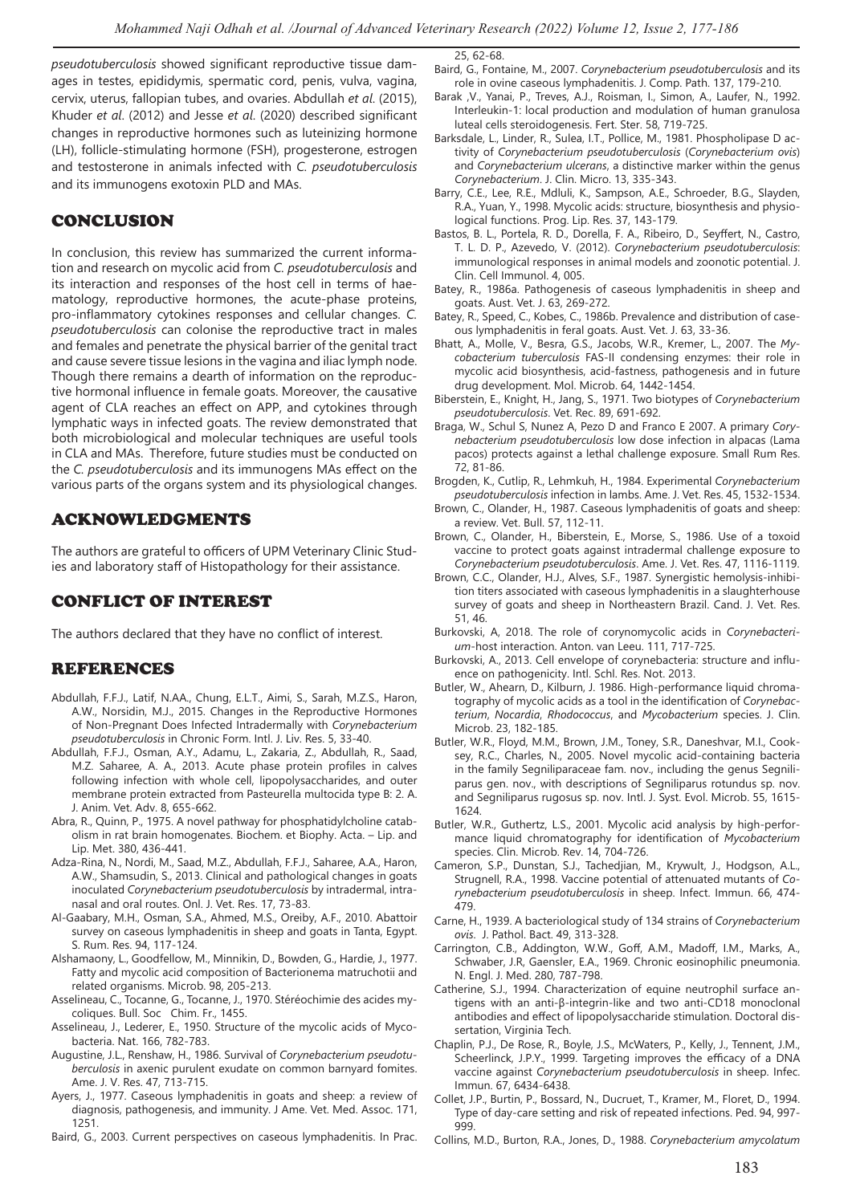*pseudotuberculosis* showed significant reproductive tissue damages in testes, epididymis, spermatic cord, penis, vulva, vagina, cervix, uterus, fallopian tubes, and ovaries. Abdullah *et al.* (2015), Khuder *et al.* (2012) and Jesse *et al.* (2020) described significant changes in reproductive hormones such as luteinizing hormone (LH), follicle-stimulating hormone (FSH), progesterone, estrogen and testosterone in animals infected with *C. pseudotuberculosis* and its immunogens exotoxin PLD and MAs.

## CONCLUSION

In conclusion, this review has summarized the current information and research on mycolic acid from *C. pseudotuberculosis* and its interaction and responses of the host cell in terms of haematology, reproductive hormones, the acute-phase proteins, pro-inflammatory cytokines responses and cellular changes. *C. pseudotuberculosis* can colonise the reproductive tract in males and females and penetrate the physical barrier of the genital tract and cause severe tissue lesions in the vagina and iliac lymph node. Though there remains a dearth of information on the reproductive hormonal influence in female goats. Moreover, the causative agent of CLA reaches an effect on APP, and cytokines through lymphatic ways in infected goats. The review demonstrated that both microbiological and molecular techniques are useful tools in CLA and MAs. Therefore, future studies must be conducted on the *C. pseudotuberculosis* and its immunogens MAs effect on the various parts of the organs system and its physiological changes.

## ACKNOWLEDGMENTS

The authors are grateful to officers of UPM Veterinary Clinic Studies and laboratory staff of Histopathology for their assistance.

## CONFLICT OF INTEREST

The authors declared that they have no conflict of interest.

## REFERENCES

- Abdullah, F.F.J., Latif, N.AA., Chung, E.L.T., Aimi, S., Sarah, M.Z.S., Haron, A.W., Norsidin, M.J., 2015. Changes in the Reproductive Hormones of Non-Pregnant Does Infected Intradermally with *Corynebacterium pseudotuberculosis* in Chronic Form. Intl. J. Liv. Res. 5, 33-40.
- Abdullah, F.F.J., Osman, A.Y., Adamu, L., Zakaria, Z., Abdullah, R., Saad, M.Z. Saharee, A. A., 2013. Acute phase protein profiles in calves following infection with whole cell, lipopolysaccharides, and outer membrane protein extracted from Pasteurella multocida type B: 2. A. J. Anim. Vet. Adv. 8, 655-662.
- Abra, R., Quinn, P., 1975. A novel pathway for phosphatidylcholine catabolism in rat brain homogenates. Biochem. et Biophy. Acta. – Lip. and Lip. Met. 380, 436-441.
- Adza-Rina, N., Nordi, M., Saad, M.Z., Abdullah, F.F.J., Saharee, A.A., Haron, A.W., Shamsudin, S., 2013. Clinical and pathological changes in goats inoculated *Corynebacterium pseudotuberculosis* by intradermal, intranasal and oral routes. Onl. J. Vet. Res. 17, 73-83.
- Al-Gaabary, M.H., Osman, S.A., Ahmed, M.S., Oreiby, A.F., 2010. Abattoir survey on caseous lymphadenitis in sheep and goats in Tanta, Egypt. S. Rum. Res. 94, 117-124.
- Alshamaony, L., Goodfellow, M., Minnikin, D., Bowden, G., Hardie, J., 1977. Fatty and mycolic acid composition of Bacterionema matruchotii and related organisms. Microb. 98, 205-213.
- Asselineau, C., Tocanne, G., Tocanne, J., 1970. Stéréochimie des acides mycoliques. Bull. Soc Chim. Fr., 1455.
- Asselineau, J., Lederer, E., 1950. Structure of the mycolic acids of Mycobacteria. Nat. 166, 782-783.
- Augustine, J.L., Renshaw, H., 1986. Survival of *Corynebacterium pseudotuberculosis* in axenic purulent exudate on common barnyard fomites. Ame. J. V. Res. 47, 713-715.
- Ayers, J., 1977. Caseous lymphadenitis in goats and sheep: a review of diagnosis, pathogenesis, and immunity. J Ame. Vet. Med. Assoc. 171, 1251.
- Baird, G., 2003. Current perspectives on caseous lymphadenitis. In Prac. 25, 62-68.
- Baird, G., Fontaine, M., 2007. *Corynebacterium pseudotuberculosis* and its role in ovine caseous lymphadenitis. J. Comp. Path. 137, 179-210.
- Barak ,V., Yanai, P., Treves, A.J., Roisman, I., Simon, A., Laufer, N., 1992. Interleukin-1: local production and modulation of human granulosa luteal cells steroidogenesis. Fert. Ster. 58, 719-725.
- Barksdale, L., Linder, R., Sulea, I.T., Pollice, M., 1981. Phospholipase D activity of *Corynebacterium pseudotuberculosis* (*Corynebacterium ovis*) and *Corynebacterium ulcerans*, a distinctive marker within the genus *Corynebacterium*. J. Clin. Micro. 13, 335-343.
- Barry, C.E., Lee, R.E., Mdluli, K., Sampson, A.E., Schroeder, B.G., Slayden, R.A., Yuan, Y., 1998. Mycolic acids: structure, biosynthesis and physiological functions. Prog. Lip. Res. 37, 143-179.
- Bastos, B. L., Portela, R. D., Dorella, F. A., Ribeiro, D., Seyffert, N., Castro, T. L. D. P., Azevedo, V. (2012). *Corynebacterium pseudotuberculosis*: immunological responses in animal models and zoonotic potential. J. Clin. Cell Immunol. 4, 005.
- Batey, R., 1986a. Pathogenesis of caseous lymphadenitis in sheep and goats. Aust. Vet. J. 63, 269-272.
- Batey, R., Speed, C., Kobes, C., 1986b. Prevalence and distribution of caseous lymphadenitis in feral goats. Aust. Vet. J. 63, 33-36.
- Bhatt, A., Molle, V., Besra, G.S., Jacobs, W.R., Kremer, L., 2007. The *Mycobacterium tuberculosis* FAS-II condensing enzymes: their role in mycolic acid biosynthesis, acid-fastness, pathogenesis and in future drug development. Mol. Microb. 64, 1442-1454.
- Biberstein, E., Knight, H., Jang, S., 1971. Two biotypes of *Corynebacterium pseudotuberculosis*. Vet. Rec. 89, 691-692.
- Braga, W., Schul S, Nunez A, Pezo D and Franco E 2007. A primary *Corynebacterium pseudotuberculosis* low dose infection in alpacas (Lama pacos) protects against a lethal challenge exposure. Small Rum Res. 72, 81-86.
- Brogden, K., Cutlip, R., Lehmkuh, H., 1984. Experimental *Corynebacterium pseudotuberculosis* infection in lambs. Ame. J. Vet. Res. 45, 1532-1534.
- Brown, C., Olander, H., 1987. Caseous lymphadenitis of goats and sheep: a review. Vet. Bull. 57, 112-11.
- Brown, C., Olander, H., Biberstein, E., Morse, S., 1986. Use of a toxoid vaccine to protect goats against intradermal challenge exposure to *Corynebacterium pseudotuberculosis*. Ame. J. Vet. Res. 47, 1116-1119.
- Brown, C.C., Olander, H.J., Alves, S.F., 1987. Synergistic hemolysis-inhibition titers associated with caseous lymphadenitis in a slaughterhouse survey of goats and sheep in Northeastern Brazil. Cand. J. Vet. Res. 51, 46.
- Burkovski, A, 2018. The role of corynomycolic acids in *Corynebacterium*-host interaction. Anton. van Leeu. 111, 717-725.
- Burkovski, A., 2013. Cell envelope of corynebacteria: structure and influence on pathogenicity. Intl. Schl. Res. Not. 2013.
- Butler, W., Ahearn, D., Kilburn, J. 1986. High-performance liquid chromatography of mycolic acids as a tool in the identification of *Corynebacterium*, *Nocardia*, *Rhodococcus*, and *Mycobacterium* species. J. Clin. Microb. 23, 182-185.
- Butler, W.R., Floyd, M.M., Brown, J.M., Toney, S.R., Daneshvar, M.I., Cooksey, R.C., Charles, N., 2005. Novel mycolic acid-containing bacteria in the family Segniliparaceae fam. nov., including the genus Segniliparus gen. nov., with descriptions of Segniliparus rotundus sp. nov. and Segniliparus rugosus sp. nov. Intl. J. Syst. Evol. Microb. 55, 1615-1624.
- Butler, W.R., Guthertz, L.S., 2001. Mycolic acid analysis by high-performance liquid chromatography for identification of *Mycobacterium* species. Clin. Microb. Rev. 14, 704-726.
- Cameron, S.P., Dunstan, S.J., Tachedjian, M., Krywult, J., Hodgson, A.L., Strugnell, R.A., 1998. Vaccine potential of attenuated mutants of *Corynebacterium pseudotuberculosis* in sheep. Infect. Immun. 66, 474-479.
- Carne, H., 1939. A bacteriological study of 134 strains of *Corynebacterium ovis*. J. Pathol. Bact. 49, 313-328.
- Carrington, C.B., Addington, W.W., Goff, A.M., Madoff, I.M., Marks, A., Schwaber, J.R, Gaensler, E.A., 1969. Chronic eosinophilic pneumonia. N. Engl. J. Med. 280, 787-798.
- Catherine, S.J., 1994. Characterization of equine neutrophil surface antigens with an anti-β-integrin-like and two anti-CD18 monoclonal antibodies and effect of lipopolysaccharide stimulation. Doctoral dissertation, Virginia Tech.
- Chaplin, P.J., De Rose, R., Boyle, J.S., McWaters, P., Kelly, J., Tennent, J.M., Scheerlinck, J.P.Y., 1999. Targeting improves the efficacy of a DNA vaccine against *Corynebacterium pseudotuberculosis* in sheep. Infec. Immun. 67, 6434-6438.
- Collet, J.P., Burtin, P., Bossard, N., Ducruet, T., Kramer, M., Floret, D., 1994. Type of day-care setting and risk of repeated infections. Ped. 94, 997-999.
- Collins, M.D., Burton, R.A., Jones, D., 1988. *Corynebacterium amycolatum*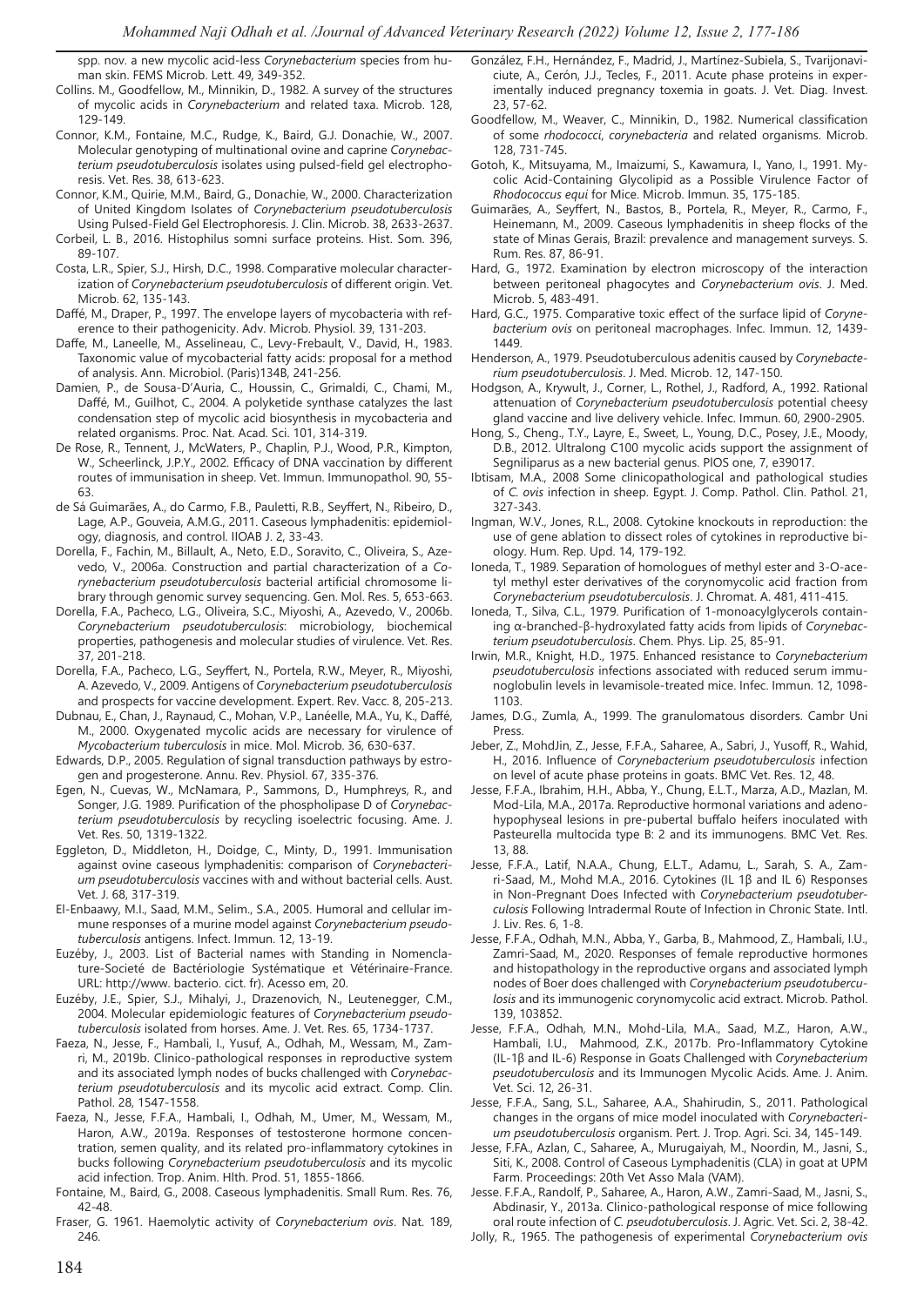spp. nov. a new mycolic acid-less *Corynebacterium* species from human skin. FEMS Microb. Lett. 49, 349-352.

Collins. M., Goodfellow, M., Minnikin, D., 1982. A survey of the structures of mycolic acids in *Corynebacterium* and related taxa. Microb. 128, 129-149.

Connor, K.M., Fontaine, M.C., Rudge, K., Baird, G.J. Donachie, W., 2007. Molecular genotyping of multinational ovine and caprine *Corynebacterium pseudotuberculosis* isolates using pulsed-field gel electrophoresis. Vet. Res. 38, 613-623.

Connor, K.M., Quirie, M.M., Baird, G., Donachie, W., 2000. Characterization of United Kingdom Isolates of *Corynebacterium pseudotuberculosis* Using Pulsed-Field Gel Electrophoresis. J. Clin. Microb. 38, 2633-2637.

Corbeil, L. B., 2016. Histophilus somni surface proteins. Hist. Som. 396, 89-107.

Costa, L.R., Spier, S.J., Hirsh, D.C., 1998. Comparative molecular characterization of *Corynebacterium pseudotuberculosis* of different origin. Vet. Microb. 62, 135-143.

Daffé, M., Draper, P., 1997. The envelope layers of mycobacteria with reference to their pathogenicity. Adv. Microb. Physiol. 39, 131-203.

Daffe, M., Laneelle, M., Asselineau, C., Levy-Frebault, V., David, H., 1983. Taxonomic value of mycobacterial fatty acids: proposal for a method of analysis. Ann. Microbiol. (Paris)134B, 241-256.

Damien, P., de Sousa-D'Auria, C., Houssin, C., Grimaldi, C., Chami, M., Daffé, M., Guilhot, C., 2004. A polyketide synthase catalyzes the last condensation step of mycolic acid biosynthesis in mycobacteria and related organisms. Proc. Nat. Acad. Sci. 101, 314-319.

De Rose, R., Tennent, J., McWaters, P., Chaplin, P.J., Wood, P.R., Kimpton, W., Scheerlinck, J.P.Y., 2002. Efficacy of DNA vaccination by different routes of immunisation in sheep. Vet. Immun. Immunopathol. 90, 55-63.

de Sá Guimarães, A., do Carmo, F.B., Pauletti, R.B., Seyffert, N., Ribeiro, D., Lage, A.P., Gouveia, A.M.G., 2011. Caseous lymphadenitis: epidemiology, diagnosis, and control. IIOAB J. 2, 33-43.

Dorella, F., Fachin, M., Billault, A., Neto, E.D., Soravito, C., Oliveira, S., Azevedo, V., 2006a. Construction and partial characterization of a *Corynebacterium pseudotuberculosis* bacterial artificial chromosome library through genomic survey sequencing. Gen. Mol. Res. 5, 653-663.

Dorella, F.A., Pacheco, L.G., Oliveira, S.C., Miyoshi, A., Azevedo, V., 2006b. *Corynebacterium pseudotuberculosis*: microbiology, biochemical properties, pathogenesis and molecular studies of virulence. Vet. Res. 37, 201-218.

Dorella, F.A., Pacheco, L.G., Seyffert, N., Portela, R.W., Meyer, R., Miyoshi, A. Azevedo, V., 2009. Antigens of *Corynebacterium pseudotuberculosis* and prospects for vaccine development. Expert. Rev. Vacc. 8, 205-213.

Dubnau, E., Chan, J., Raynaud, C., Mohan, V.P., Lanéelle, M.A., Yu, K., Daffé, M., 2000. Oxygenated mycolic acids are necessary for virulence of *Mycobacterium tuberculosis* in mice. Mol. Microb. 36, 630-637.

Edwards, D.P., 2005. Regulation of signal transduction pathways by estrogen and progesterone. Annu. Rev. Physiol. 67, 335-376.

Egen, N., Cuevas, W., McNamara, P., Sammons, D., Humphreys, R., and Songer, J.G. 1989. Purification of the phospholipase D of *Corynebacterium pseudotuberculosis* by recycling isoelectric focusing. Ame. J. Vet. Res. 50, 1319-1322.

Eggleton, D., Middleton, H., Doidge, C., Minty, D., 1991. Immunisation against ovine caseous lymphadenitis: comparison of *Corynebacterium pseudotuberculosis* vaccines with and without bacterial cells. Aust. Vet. J. 68, 317-319.

El-Enbaawy, M.I., Saad, M.M., Selim., S.A., 2005. Humoral and cellular immune responses of a murine model against *Corynebacterium pseudotuberculosis* antigens. Infect. Immun. 12, 13-19.

Euzéby, J., 2003. List of Bacterial names with Standing in Nomenclature-Societé de Bactériologie Systématique et Vétérinaire-France. URL: http://www. bacterio. cict. fr). Acesso em, 20.

Euzéby, J.E., Spier, S.J., Mihalyi, J., Drazenovich, N., Leutenegger, C.M., 2004. Molecular epidemiologic features of *Corynebacterium pseudotuberculosis* isolated from horses. Ame. J. Vet. Res. 65, 1734-1737.

Faeza, N., Jesse, F., Hambali, I., Yusuf, A., Odhah, M., Wessam, M., Zamri, M., 2019b. Clinico-pathological responses in reproductive system and its associated lymph nodes of bucks challenged with *Corynebacterium pseudotuberculosis* and its mycolic acid extract. Comp. Clin. Pathol. 28, 1547-1558.

Faeza, N., Jesse, F.F.A., Hambali, I., Odhah, M., Umer, M., Wessam, M., Haron, A.W., 2019a. Responses of testosterone hormone concentration, semen quality, and its related pro-inflammatory cytokines in bucks following *Corynebacterium pseudotuberculosis* and its mycolic acid infection. Trop. Anim. Hlth. Prod. 51, 1855-1866.

Fontaine, M., Baird, G., 2008. Caseous lymphadenitis. Small Rum. Res. 76, 42-48.

Fraser, G. 1961. Haemolytic activity of *Corynebacterium ovis*. Nat. 189, 246.

González, F.H., Hernández, F., Madrid, J., Martínez-Subiela, S., Tvarijonaviciute, A., Cerón, J.J., Tecles, F., 2011. Acute phase proteins in experimentally induced pregnancy toxemia in goats. J. Vet. Diag. Invest. 23, 57-62.

Goodfellow, M., Weaver, C., Minnikin, D., 1982. Numerical classification of some *rhodococci*, *corynebacteria* and related organisms. Microb. 128, 731-745.

Gotoh, K., Mitsuyama, M., Imaizumi, S., Kawamura, I., Yano, I., 1991. Mycolic Acid-Containing Glycolipid as a Possible Virulence Factor of *Rhodococcus equi* for Mice. Microb. Immun. 35, 175-185.

Guimarães, A., Seyffert, N., Bastos, B., Portela, R., Meyer, R., Carmo, F., Heinemann, M., 2009. Caseous lymphadenitis in sheep flocks of the state of Minas Gerais, Brazil: prevalence and management surveys. S. Rum. Res. 87, 86-91.

Hard, G., 1972. Examination by electron microscopy of the interaction between peritoneal phagocytes and *Corynebacterium ovis*. J. Med. Microb. 5, 483-491.

Hard, G.C., 1975. Comparative toxic effect of the surface lipid of *Corynebacterium ovis* on peritoneal macrophages. Infec. Immun. 12, 1439-1449.

Henderson, A., 1979. Pseudotuberculous adenitis caused by *Corynebacterium pseudotuberculosis*. J. Med. Microb. 12, 147-150.

Hodgson, A., Krywult, J., Corner, L., Rothel, J., Radford, A., 1992. Rational attenuation of *Corynebacterium pseudotuberculosis* potential cheesy gland vaccine and live delivery vehicle. Infec. Immun. 60, 2900-2905.

Hong, S., Cheng., T.Y., Layre, E., Sweet, L., Young, D.C., Posey, J.E., Moody, D.B., 2012. Ultralong C100 mycolic acids support the assignment of Segniliparus as a new bacterial genus. PlOS one, 7, e39017.

Ibtisam, M.A., 2008 Some clinicopathological and pathological studies of *C. ovis* infection in sheep. Egypt. J. Comp. Pathol. Clin. Pathol. 21, 327-343.

Ingman, W.V., Jones, R.L., 2008. Cytokine knockouts in reproduction: the use of gene ablation to dissect roles of cytokines in reproductive biology. Hum. Rep. Upd. 14, 179-192.

Ioneda, T., 1989. Separation of homologues of methyl ester and 3-O-acetyl methyl ester derivatives of the corynomycolic acid fraction from *Corynebacterium pseudotuberculosis*. J. Chromat. A. 481, 411-415.

Ioneda, T., Silva, C.L., 1979. Purification of 1-monoacylglycerols containing α-branched-β-hydroxylated fatty acids from lipids of *Corynebacterium pseudotuberculosis*. Chem. Phys. Lip. 25, 85-91.

Irwin, M.R., Knight, H.D., 1975. Enhanced resistance to *Corynebacterium pseudotuberculosis* infections associated with reduced serum immunoglobulin levels in levamisole-treated mice. Infec. Immun. 12, 1098-1103.

James, D.G., Zumla, A., 1999. The granulomatous disorders. Cambr Uni Press.

Jeber, Z., MohdJin, Z., Jesse, F.F.A., Saharee, A., Sabri, J., Yusoff, R., Wahid, H., 2016. Influence of *Corynebacterium pseudotuberculosis* infection on level of acute phase proteins in goats. BMC Vet. Res. 12, 48.

Jesse, F.F.A., Ibrahim, H.H., Abba, Y., Chung, E.L.T., Marza, A.D., Mazlan, M. Mod-Lila, M.A., 2017a. Reproductive hormonal variations and adenohypophyseal lesions in pre-pubertal buffalo heifers inoculated with Pasteurella multocida type B: 2 and its immunogens. BMC Vet. Res. 13, 88.

Jesse, F.F.A., Latif, N.A.A., Chung, E.L.T., Adamu, L., Sarah, S. A., Zamri-Saad, M., Mohd M.A., 2016. Cytokines (IL 1β and IL 6) Responses in Non-Pregnant Does Infected with *Corynebacterium pseudotuberculosis* Following Intradermal Route of Infection in Chronic State. Intl. J. Liv. Res. 6, 1-8.

Jesse, F.F.A., Odhah, M.N., Abba, Y., Garba, B., Mahmood, Z., Hambali, I.U., Zamri-Saad, M., 2020. Responses of female reproductive hormones and histopathology in the reproductive organs and associated lymph nodes of Boer does challenged with *Corynebacterium pseudotuberculosis* and its immunogenic corynomycolic acid extract. Microb. Pathol. 139, 103852.

Jesse, F.F.A., Odhah, M.N., Mohd-Lila, M.A., Saad, M.Z., Haron, A.W., Hambali, I.U., Mahmood, Z.K., 2017b. Pro-Inflammatory Cytokine (IL-1β and IL-6) Response in Goats Challenged with *Corynebacterium pseudotuberculosis* and its Immunogen Mycolic Acids. Ame. J. Anim. Vet. Sci. 12, 26-31.

Jesse, F.F.A., Sang, S.L., Saharee, A.A., Shahirudin, S., 2011. Pathological changes in the organs of mice model inoculated with *Corynebacterium pseudotuberculosis* organism. Pert. J. Trop. Agri. Sci. 34, 145-149.

Jesse, F.F.A., Azlan, C., Saharee, A., Murugaiyah, M., Noordin, M., Jasni, S., Siti, K., 2008. Control of Caseous Lymphadenitis (CLA) in goat at UPM Farm. Proceedings: 20th Vet Asso Mala (VAM).

Jesse. F.F.A., Randolf, P., Saharee, A., Haron, A.W., Zamri-Saad, M., Jasni, S., Abdinasir, Y., 2013a. Clinico-pathological response of mice following oral route infection of *C. pseudotuberculosis*. J. Agric. Vet. Sci. 2, 38-42.

Jolly, R., 1965. The pathogenesis of experimental *Corynebacterium ovis*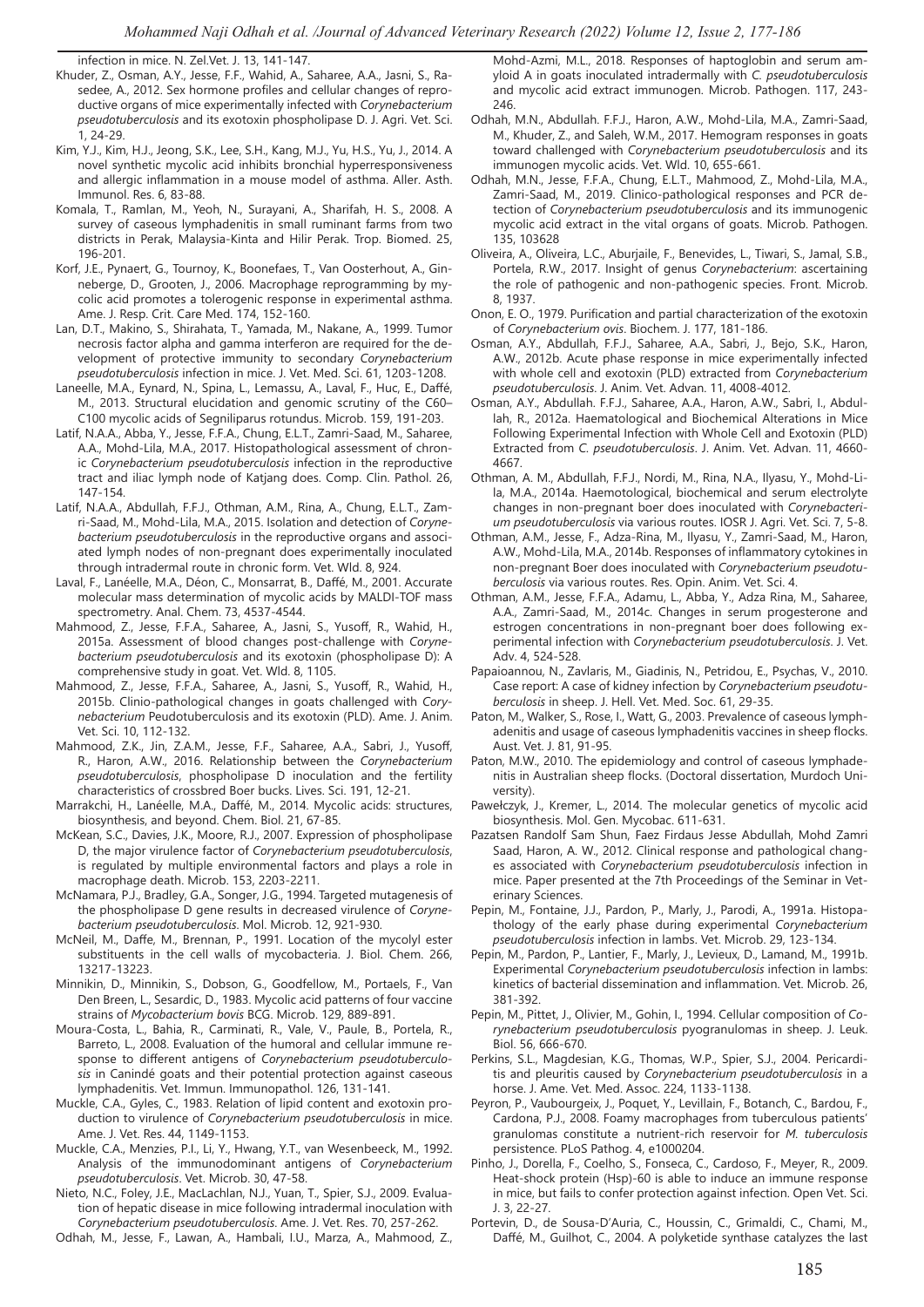infection in mice. N. Zel.Vet. J. 13, 141-147.

Khuder, Z., Osman, A.Y., Jesse, F.F., Wahid, A., Saharee, A.A., Jasni, S., Rasedee, A., 2012. Sex hormone profiles and cellular changes of reproductive organs of mice experimentally infected with *Corynebacterium pseudotuberculosis* and its exotoxin phospholipase D. J. Agri. Vet. Sci. 1, 24-29.

Kim, Y.J., Kim, H.J., Jeong, S.K., Lee, S.H., Kang, M.J., Yu, H.S., Yu, J., 2014. A novel synthetic mycolic acid inhibits bronchial hyperresponsiveness and allergic inflammation in a mouse model of asthma. Aller. Asth. Immunol. Res. 6, 83-88.

Komala, T., Ramlan, M., Yeoh, N., Surayani, A., Sharifah, H. S., 2008. A survey of caseous lymphadenitis in small ruminant farms from two districts in Perak, Malaysia-Kinta and Hilir Perak. Trop. Biomed. 25, 196-201.

Korf, J.E., Pynaert, G., Tournoy, K., Boonefaes, T., Van Oosterhout, A., Ginneberge, D., Grooten, J., 2006. Macrophage reprogramming by mycolic acid promotes a tolerogenic response in experimental asthma. Ame. J. Resp. Crit. Care Med. 174, 152-160.

Lan, D.T., Makino, S., Shirahata, T., Yamada, M., Nakane, A., 1999. Tumor necrosis factor alpha and gamma interferon are required for the development of protective immunity to secondary *Corynebacterium pseudotuberculosis* infection in mice. J. Vet. Med. Sci. 61, 1203-1208.

Laneelle, M.A., Eynard, N., Spina, L., Lemassu, A., Laval, F., Huc, E., Daffé, M., 2013. Structural elucidation and genomic scrutiny of the C60–C100 mycolic acids of Segniliparus rotundus. Microb. 159, 191-203.

Latif, N.A.A., Abba, Y., Jesse, F.F.A., Chung, E.L.T., Zamri-Saad, M., Saharee, A.A., Mohd-Lila, M.A., 2017. Histopathological assessment of chronic *Corynebacterium pseudotuberculosis* infection in the reproductive tract and iliac lymph node of Katjang does. Comp. Clin. Pathol. 26, 147-154.

Latif, N.A.A., Abdullah, F.F.J., Othman, A.M., Rina, A., Chung, E.L.T., Zamri-Saad, M., Mohd-Lila, M.A., 2015. Isolation and detection of *Corynebacterium pseudotuberculosis* in the reproductive organs and associated lymph nodes of non-pregnant does experimentally inoculated through intradermal route in chronic form. Vet. Wld. 8, 924.

Laval, F., Lanéelle, M.A., Déon, C., Monsarrat, B., Daffé, M., 2001. Accurate molecular mass determination of mycolic acids by MALDI-TOF mass spectrometry. Anal. Chem. 73, 4537-4544.

Mahmood, Z., Jesse, F.F., Saharee, A., Jasni, S., Yusoff, R., Wahid, H., 2015a. Assessment of blood changes post-challenge with *Corynebacterium pseudotuberculosis* and its exotoxin (phospholipase D): A comprehensive study in goat. Vet. Wld. 8, 1105.

Mahmood, Z., Jesse, F.F., Saharee, A., Jasni, S., Yusoff, R., Wahid, H., 2015b. Clinio-pathological changes in goats challenged with *Corynebacterium* Peudotuberculosis and its exotoxin (PLD). Ame. J. Anim. Vet. Sci. 10, 112-132.

Mahmood, Z.K., Jin, Z.A.M., Jesse, F.F., Saharee, A.A., Sabri, J., Yusoff, R., Haron, A.W., 2016. Relationship between the *Corynebacterium pseudotuberculosis*, phospholipase D inoculation and the fertility characteristics of crossbred Boer bucks. Lives. Sci. 191, 12-21.

Marrakchi, H., Lanéelle, M.A., Daffé, M., 2014. Mycolic acids: structures, biosynthesis, and beyond. Chem. Biol. 21, 67-85.

McKean, S.C., Davies, J.K., Moore, R.J., 2007. Expression of phospholipase D, the major virulence factor of *Corynebacterium pseudotuberculosis*, is regulated by multiple environmental factors and plays a role in macrophage death. Microb. 153, 2203-2211.

McNamara, P.J., Bradley, G.A., Songer, J.G., 1994. Targeted mutagenesis of the phospholipase D gene results in decreased virulence of *Corynebacterium pseudotuberculosis*. Mol. Microb. 12, 921-930.

McNeil, M., Daffe, M., Brennan, P., 1991. Location of the mycolyl ester substituents in the cell walls of mycobacteria. J. Biol. Chem. 266, 13217-13223.

Minnikin, D., Minnikin, S., Dobson, G., Goodfellow, M., Portaels, F., Van Den Breen, L., Sesardic, D., 1983. Mycolic acid patterns of four vaccine strains of *Mycobacterium bovis* BCG. Microb. 129, 889-891.

Moura-Costa, L., Bahia, R., Carminati, R., Vale, V., Paule, B., Portela, R., Barreto, L., 2008. Evaluation of the humoral and cellular immune response to different antigens of *Corynebacterium pseudotuberculosis* in Canindé goats and their potential protection against caseous lymphadenitis. Vet. Immun. Immunopathol. 126, 131-141.

Muckle, C.A., Gyles, C., 1983. Relation of lipid content and exotoxin production to virulence of *Corynebacterium pseudotuberculosis* in mice. Ame. J. Vet. Res. 44, 1149-1153.

Muckle, C.A., Menzies, P.I., Li, Y., Hwang, Y.T., van Wesenbeeck, M., 1992. Analysis of the immunodominant antigens of *Corynebacterium pseudotuberculosis*. Vet. Microb. 30, 47-58.

Nieto, N.C., Foley, J.E., MacLachlan, N.J., Yuan, T., Spier, S.J., 2009. Evaluation of hepatic disease in mice following intradermal inoculation with *Corynebacterium pseudotuberculosis*. Ame. J. Vet. Res. 70, 257-262.

Odhah, M., Jesse, F., Lawan, A., Hambali, I.U., Marza, A., Mahmood, Z., Mohd-Azmi, M.L., 2018. Responses of haptoglobin and serum amyloid A in goats inoculated intradermally with *C. pseudotuberculosis* and mycolic acid extract immunogen. Microb. Pathogen. 117, 243-246.

Odhah, M.N., Abdullah. F.F.J., Haron, A.W., Mohd-Lila, M.A., Zamri-Saad, M., Khuder, Z., and Saleh, W.M., 2017. Hemogram responses in goats toward challenged with *Corynebacterium pseudotuberculosis* and its immunogen mycolic acids. Vet. Wld. 10, 655-661.

Odhah, M.N., Jesse, F.F.A., Chung, E.L.T., Mahmood, Z., Mohd-Lila, M.A., Zamri-Saad, M., 2019. Clinico-pathological responses and PCR detection of *Corynebacterium pseudotuberculosis* and its immunogenic mycolic acid extract in the vital organs of goats. Microb. Pathogen. 135, 103628

Oliveira, A., Oliveira, L.C., Aburjaile, F., Benevides, L., Tiwari, S., Jamal, S.B., Portela, R.W., 2017. Insight of genus *Corynebacterium*: ascertaining the role of pathogenic and non-pathogenic species. Front. Microb. 8, 1937.

Onon, E. O., 1979. Purification and partial characterization of the exotoxin of *Corynebacterium ovis*. Biochem. J. 177, 181-186.

Osman, A.Y., Abdullah. F.F.J., Saharee, A.A., Sabri, J., Bejo, S.K., Haron, A.W., 2012b. Acute phase response in mice experimentally infected with whole cell and exotoxin (PLD) extracted from *Corynebacterium pseudotuberculosis*. J. Anim. Vet. Advan. 11, 4008-4012.

Osman, A.Y., Abdullah. F.F.J., Saharee, A.A., Haron, A.W., Sabri, I., Abdullah, R., 2012a. Haematological and Biochemical Alterations in Mice Following Experimental Infection with Whole Cell and Exotoxin (PLD) Extracted from *C. pseudotuberculosis*. J. Anim. Vet. Advan. 11, 4660-4667.

Othman, A. M., Abdullah, F.F.J., Nordi, M., Rina, N.A., Ilyasu, Y., Mohd-Lila, M.A., 2014a. Haemotological, biochemical and serum electrolyte changes in non-pregnant boer does inoculated with *Corynebacterium pseudotuberculosis* via various routes. IOSR J. Agri. Vet. Sci. 7, 5-8.

Othman, A.M., Jesse, F., Adza-Rina, M., Ilyasu, Y., Zamri-Saad, M., Haron, A.W., Mohd-Lila, M.A., 2014b. Responses of inflammatory cytokines in non-pregnant Boer does inoculated with *Corynebacterium pseudotuberculosis* via various routes. Res. Opin. Anim. Vet. Sci. 4.

Othman, A.M., Jesse, F.F.A., Adamu, L., Abba, Y., Adza Rina, M., Saharee, A.A., Zamri-Saad, M., 2014c. Changes in serum progesterone and estrogen concentrations in non-pregnant boer does following experimental infection with *Corynebacterium pseudotuberculosis*. J. Vet. Adv. 4, 524-528.

Papaioannou, N., Zavlaris, M., Giadinis, N., Petridou, E., Psychas, V., 2010. Case report: A case of kidney infection by *Corynebacterium pseudotuberculosis* in sheep. J. Hell. Vet. Med. Soc. 61, 29-35.

Paton, M., Walker, S., Rose, I., Watt, G., 2003. Prevalence of caseous lymphadenitis and usage of caseous lymphadenitis vaccines in sheep flocks. Aust. Vet. J. 81, 91-95.

Paton, M.W., 2010. The epidemiology and control of caseous lymphadenitis in Australian sheep flocks. (Doctoral dissertation, Murdoch University).

Pawełczyk, J., Kremer, L., 2014. The molecular genetics of mycolic acid biosynthesis. Mol. Gen. Mycobac. 611-631.

Pazatsen Randolf Sam Shun, Faez Firdaus Jesse Abdullah, Mohd Zamri Saad, Haron, A. W., 2012. Clinical response and pathological changes associated with *Corynebacterium pseudotuberculosis* infection in mice. Paper presented at the 7th Proceedings of the Seminar in Veterinary Sciences.

Pepin, M., Fontaine, J.J., Pardon, P., Marly, J., Parodi, A., 1991a. Histopathology of the early phase during experimental *Corynebacterium pseudotuberculosis* infection in lambs. Vet. Microb. 29, 123-134.

Pepin, M., Pardon, P., Lantier, F., Marly, J., Levieux, D., Lamand, M., 1991b. Experimental *Corynebacterium pseudotuberculosis* infection in lambs: kinetics of bacterial dissemination and inflammation. Vet. Microb. 26, 381-392.

Pepin, M., Pittet, J., Olivier, M., Gohin, I., 1994. Cellular composition of *Corynebacterium pseudotuberculosis* pyogranulomas in sheep. J. Leuk. Biol. 56, 666-670.

Perkins, S.L., Magdesian, K.G., Thomas, W.P., Spier, S.J., 2004. Pericarditis and pleuritis caused by *Corynebacterium pseudotuberculosis* in a horse. J. Ame. Vet. Med. Assoc. 224, 1133-1138.

Peyron, P., Vaubourgeix, J., Poquet, Y., Levillain, F., Botanch, C., Bardou, F., Cardona, P.J., 2008. Foamy macrophages from tuberculous patients' granulomas constitute a nutrient-rich reservoir for *M. tuberculosis* persistence. PLoS Pathog. 4, e1000204.

Pinho, J., Dorella, F., Coelho, S., Fonseca, C., Cardoso, F., Meyer, R., 2009. Heat-shock protein (Hsp)-60 is able to induce an immune response in mice, but fails to confer protection against infection. Open Vet. Sci. J. 3, 22-27.

Portevin, D., de Sousa-D'Auria, C., Houssin, C., Grimaldi, C., Chami, M., Daffé, M., Guilhot, C., 2004. A polyketide synthase catalyzes the last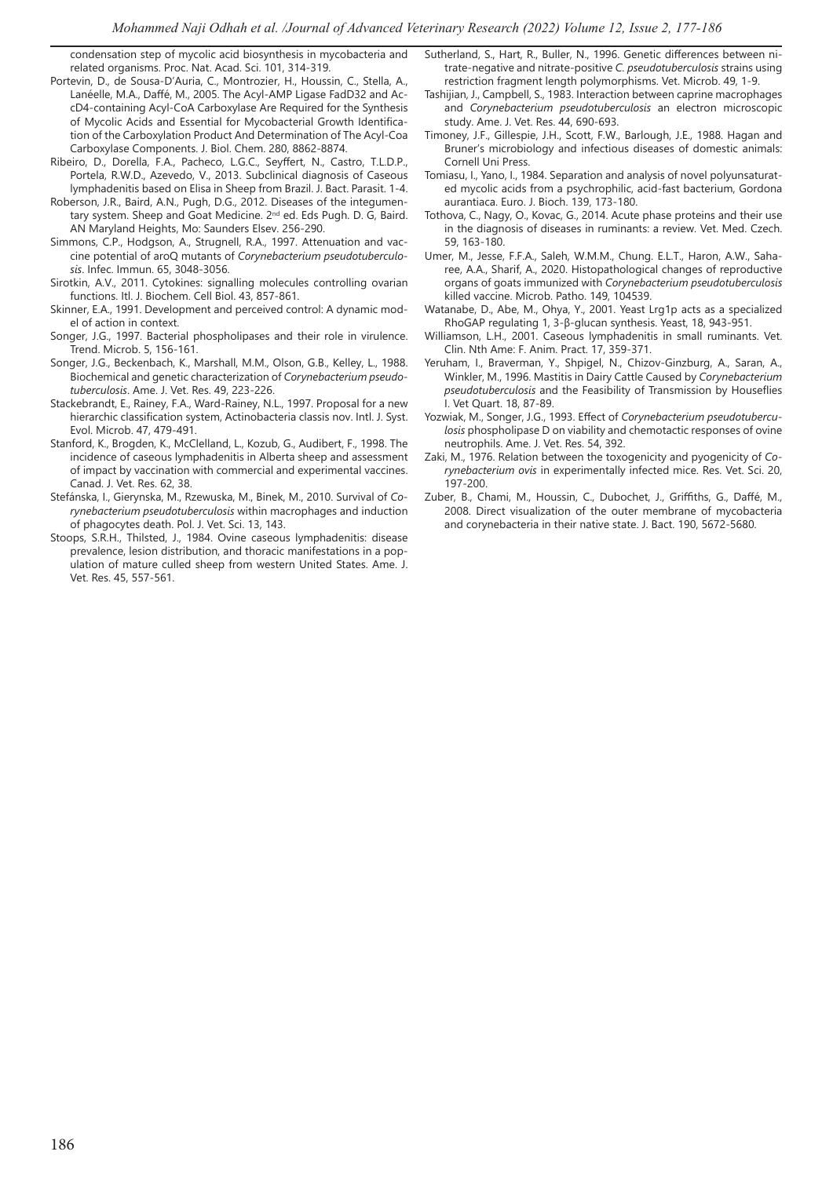condensation step of mycolic acid biosynthesis in mycobacteria and related organisms. Proc. Nat. Acad. Sci. 101, 314-319.

Portevin, D., de Sousa-D'Auria, C., Montrozier, H., Houssin, C., Stella, A., Lanéelle, M.A., Daffé, M., 2005. The Acyl-AMP Ligase FadD32 and AccD4-containing Acyl-CoA Carboxylase Are Required for the Synthesis of Mycolic Acids and Essential for Mycobacterial Growth Identification of the Carboxylation Product And Determination of The Acyl-Coa Carboxylase Components. J. Biol. Chem. 280, 8862-8874.

Ribeiro, D., Dorella, F.A., Pacheco, L.G.C., Seyffert, N., Castro, T.L.D.P., Portela, R.W.D., Azevedo, V., 2013. Subclinical diagnosis of Caseous lymphadenitis based on Elisa in Sheep from Brazil. J. Bact. Parasit. 1-4.

Roberson, J.R., Baird, A.N., Pugh, D.G., 2012. Diseases of the integumentary system. Sheep and Goat Medicine. 2nd ed. Eds Pugh. D. G, Baird. AN Maryland Heights, Mo: Saunders Elsev. 256-290.

Simmons, C.P., Hodgson, A., Strugnell, R.A., 1997. Attenuation and vaccine potential of aroQ mutants of *Corynebacterium pseudotuberculosis*. Infec. Immun. 65, 3048-3056.

Sirotkin, A.V., 2011. Cytokines: signalling molecules controlling ovarian functions. Itl. J. Biochem. Cell Biol. 43, 857-861.

Skinner, E.A., 1991. Development and perceived control: A dynamic model of action in context.

Songer, J.G., 1997. Bacterial phospholipases and their role in virulence. Trend. Microb. 5, 156-161.

Songer, J.G., Beckenbach, K., Marshall, M.M., Olson, G.B., Kelley, L., 1988. Biochemical and genetic characterization of *Corynebacterium pseudotuberculosis*. Ame. J. Vet. Res. 49, 223-226.

Stackebrandt, E., Rainey, F.A., Ward-Rainey, N.L., 1997. Proposal for a new hierarchic classification system, Actinobacteria classis nov. Intl. J. Syst. Evol. Microb. 47, 479-491.

Stanford, K., Brogden, K., McClelland, L., Kozub, G., Audibert, F., 1998. The incidence of caseous lymphadenitis in Alberta sheep and assessment of impact by vaccination with commercial and experimental vaccines. Canad. J. Vet. Res. 62, 38.

Stefánska, I., Gierynska, M., Rzewuska, M., Binek, M., 2010. Survival of *Corynebacterium pseudotuberculosis* within macrophages and induction of phagocytes death. Pol. J. Vet. Sci. 13, 143.

Stoops, S.R.H., Thilsted, J., 1984. Ovine caseous lymphadenitis: disease prevalence, lesion distribution, and thoracic manifestations in a population of mature culled sheep from western United States. Ame. J. Vet. Res. 45, 557-561.

Sutherland, S., Hart, R., Buller, N., 1996. Genetic differences between nitrate-negative and nitrate-positive *C. pseudotuberculosis* strains using restriction fragment length polymorphisms. Vet. Microb. 49, 1-9.

Tashijian, J., Campbell, S., 1983. Interaction between caprine macrophages and *Corynebacterium pseudotuberculosis* an electron microscopic study. Ame. J. Vet. Res. 44, 690-693.

Timoney, J.F., Gillespie, J.H., Scott, F.W., Barlough, J.E., 1988. Hagan and Bruner's microbiology and infectious diseases of domestic animals: Cornell Uni Press.

Tomiasu, I., Yano, I., 1984. Separation and analysis of novel polyunsaturated mycolic acids from a psychrophilic, acid-fast bacterium, Gordona aurantiaca. Euro. J. Bioch. 139, 173-180.

Tothova, C., Nagy, O., Kovac, G., 2014. Acute phase proteins and their use in the diagnosis of diseases in ruminants: a review. Vet. Med. Czech. 59, 163-180.

Umer, M., Jesse, F.F.A., Saleh, W.M.M., Chung. E.L.T., Haron, A.W., Saharee, A.A., Sharif, A., 2020. Histopathological changes of reproductive organs of goats immunized with *Corynebacterium pseudotuberculosis* killed vaccine. Microb. Patho. 149, 104539.

Watanabe, D., Abe, M., Ohya, Y., 2001. Yeast Lrg1p acts as a specialized RhoGAP regulating 1, 3-β-glucan synthesis. Yeast, 18, 943-951.

Williamson, L.H., 2001. Caseous lymphadenitis in small ruminants. Vet. Clin. Nth Ame: F. Anim. Pract. 17, 359-371.

Yeruham, I., Braverman, Y., Shpigel, N., Chizov-Ginzburg, A., Saran, A., Winkler, M., 1996. Mastitis in Dairy Cattle Caused by *Corynebacterium pseudotuberculosis* and the Feasibility of Transmission by Houseflies I. Vet Quart. 18, 87-89.

Yozwiak, M., Songer, J.G., 1993. Effect of *Corynebacterium pseudotuberculosis* phospholipase D on viability and chemotactic responses of ovine neutrophils. Ame. J. Vet. Res. 54, 392.

Zaki, M., 1976. Relation between the toxogenicity and pyogenicity of *Corynebacterium ovis* in experimentally infected mice. Res. Vet. Sci. 20, 197-200.

Zuber, B., Chami, M., Houssin, C., Dubochet, J., Griffiths, G., Daffé, M., 2008. Direct visualization of the outer membrane of mycobacteria and corynebacteria in their native state. J. Bact. 190, 5672-5680.